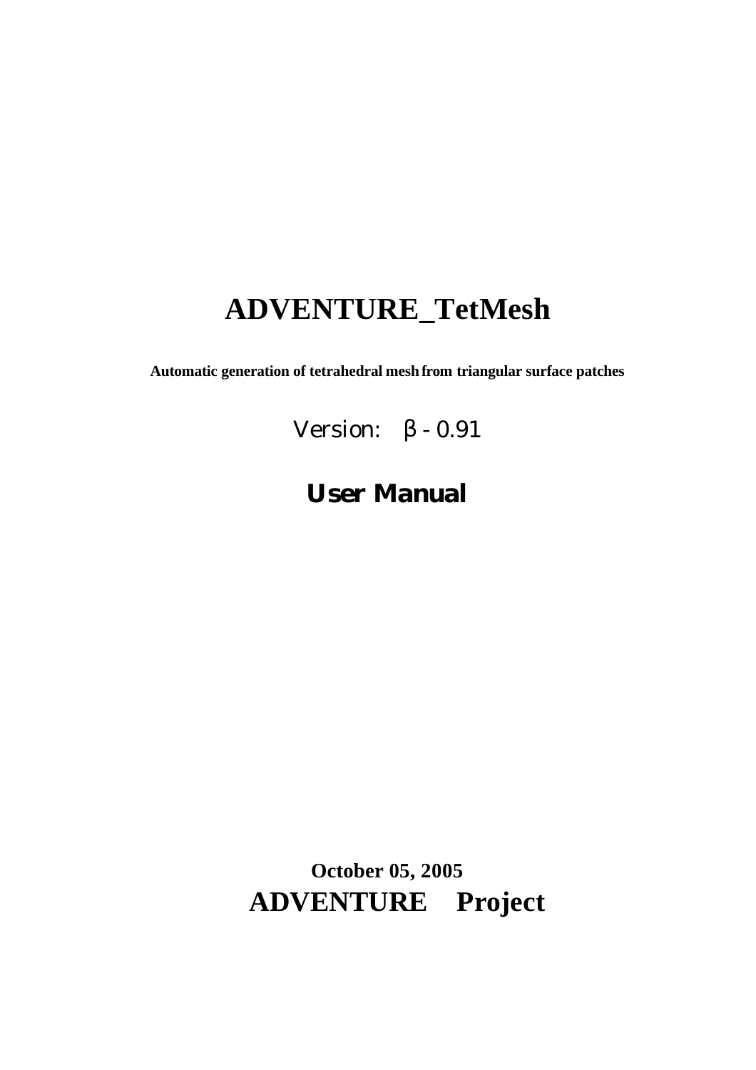# ADVENTURE_TetMesh

**Automatic generation of tetrahedral mesh from triangular surface patches**

Version: β - 0.91

## User Manual

**October 05, 2005**

**ADVENTURE Project**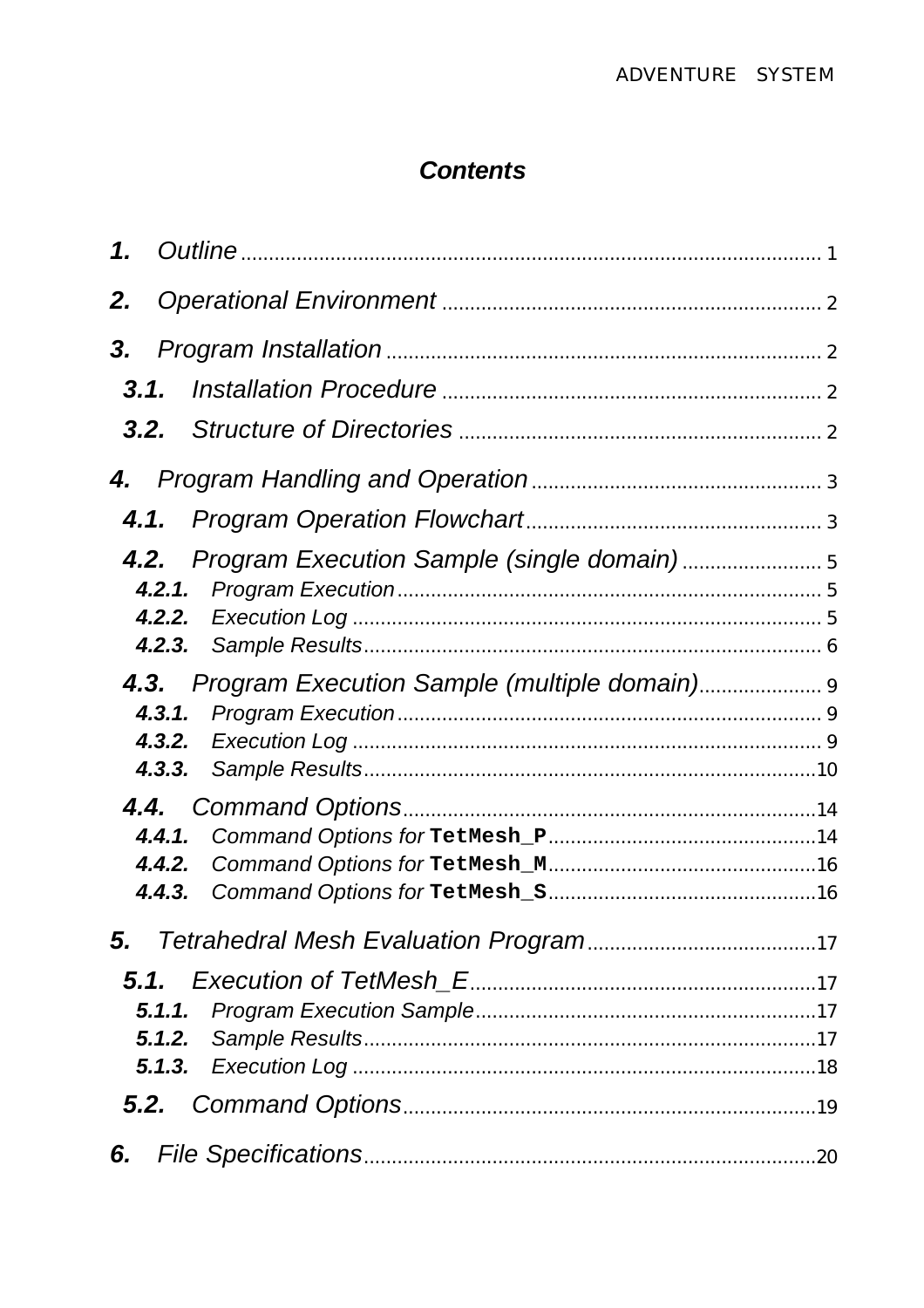## *Contents*

***1.*** *Outline* ........................................................................................................ 1

***2.*** *Operational Environment* .................................................................... 2

***3.*** *Program Installation* ............................................................................. 2

- ***3.1.*** *Installation Procedure* .................................................................... 2
- ***3.2.*** *Structure of Directories* ................................................................. 2

***4.*** *Program Handling and Operation* .................................................... 3

- ***4.1.*** *Program Operation Flowchart* ..................................................... 3
- ***4.2.*** *Program Execution Sample (single domain)* ......................... 5
  - ***4.2.1.*** *Program Execution* ............................................................................ 5
  - ***4.2.2.*** *Execution Log* .................................................................................... 5
  - ***4.2.3.*** *Sample Results* .................................................................................. 6
- ***4.3.*** *Program Execution Sample (multiple domain)* ..................... 9
  - ***4.3.1.*** *Program Execution* ............................................................................ 9
  - ***4.3.2.*** *Execution Log* .................................................................................... 9
  - ***4.3.3.*** *Sample Results* .................................................................................. 10
- ***4.4.*** *Command Options* ......................................................................... 14
  - ***4.4.1.*** *Command Options for* **`TetMesh_P`** ................................................. 14
  - ***4.4.2.*** *Command Options for* **`TetMesh_M`** ................................................ 16
  - ***4.4.3.*** *Command Options for* **`TetMesh_S`** ................................................. 16

***5.*** *Tetrahedral Mesh Evaluation Program* ......................................... 17

- ***5.1.*** *Execution of TetMesh_E* ............................................................... 17
  - ***5.1.1.*** *Program Execution Sample* ............................................................. 17
  - ***5.1.2.*** *Sample Results* .................................................................................. 17
  - ***5.1.3.*** *Execution Log* .................................................................................... 18
- ***5.2.*** *Command Options* ......................................................................... 19

***6.*** *File Specifications* ................................................................................. 20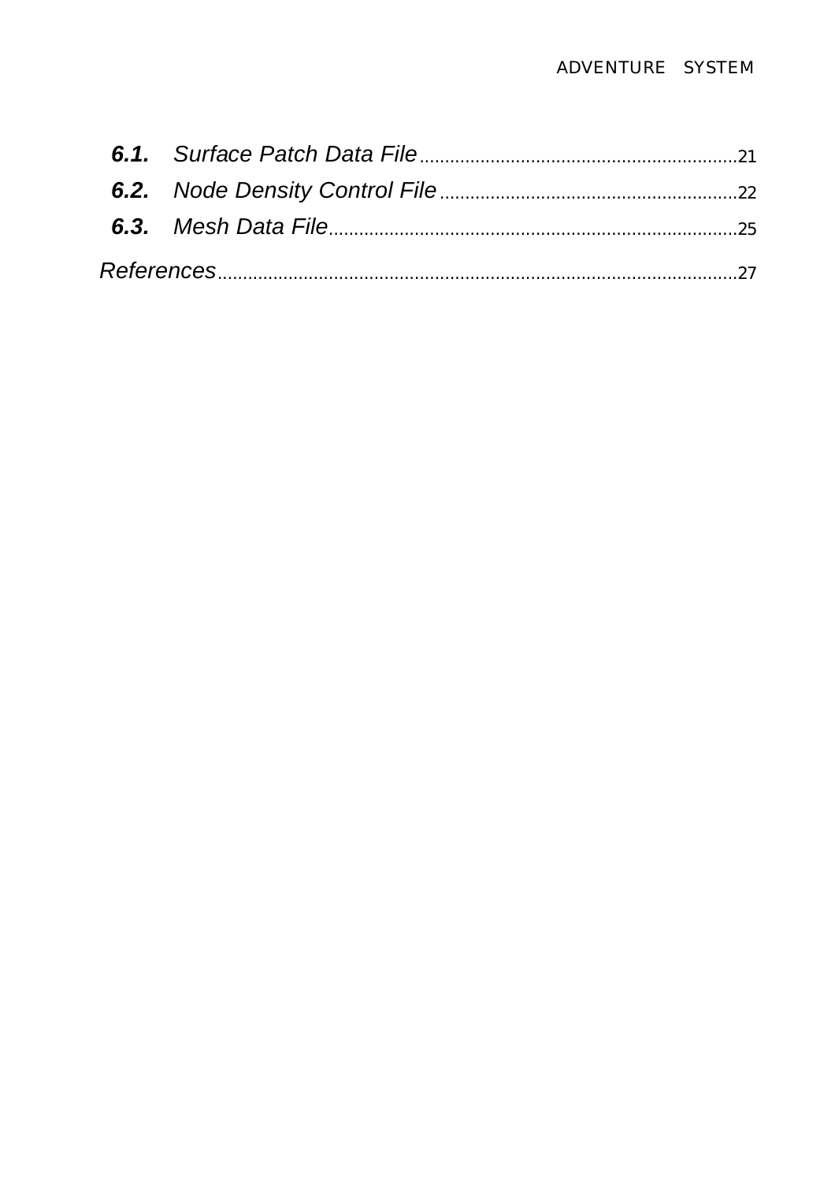*6.1.* *Surface Patch Data File* .......................................................... 21

*6.2.* *Node Density Control File* ...................................................... 22

*6.3.* *Mesh Data File* ........................................................................ 25

*References* ........................................................................................ 27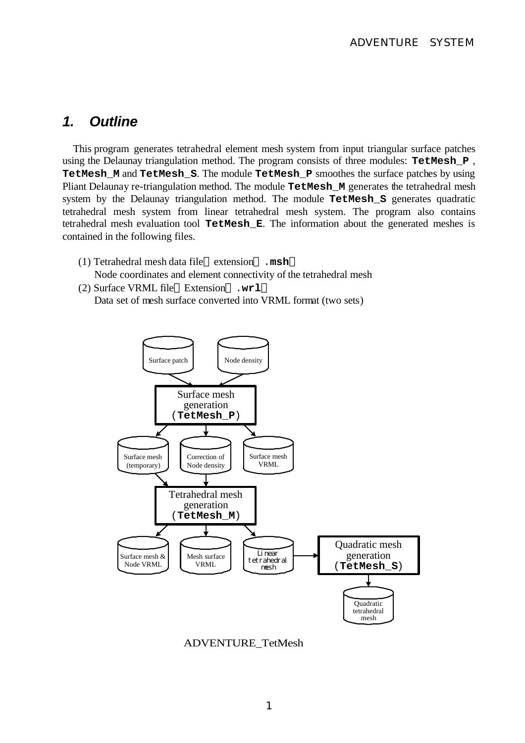# 1. Outline

This program generates tetrahedral element mesh system from input triangular surface patches using the Delaunay triangulation method. The program consists of three modules: **TetMesh_P** , **TetMesh_M** and **TetMesh_S**. The module **TetMesh_P** smoothes the surface patches by using Pliant Delaunay re-triangulation method. The module **TetMesh_M** generates the tetrahedral mesh system by the Delaunay triangulation method. The module **TetMesh_S** generates quadratic tetrahedral mesh system from linear tetrahedral mesh system. The program also contains tetrahedral mesh evaluation tool **TetMesh_E**. The information about the generated meshes is contained in the following files.

(1) Tetrahedral mesh data file（extension：**.msh**）
Node coordinates and element connectivity of the tetrahedral mesh

(2) Surface VRML file（Extension：**.wrl**）
Data set of mesh surface converted into VRML format (two sets)

Surface patch | Node density

Surface mesh generation (**TetMesh_P**)

Surface mesh (temporary) | Correction of Node density | Surface mesh VRML

Tetrahedral mesh generation (**TetMesh_M**)

Surface mesh & Node VRML | Mesh surface VRML | Linear tetrahedral mesh

Quadratic mesh generation (**TetMesh_S**)

Quadratic tetrahedral mesh

ADVENTURE_TetMesh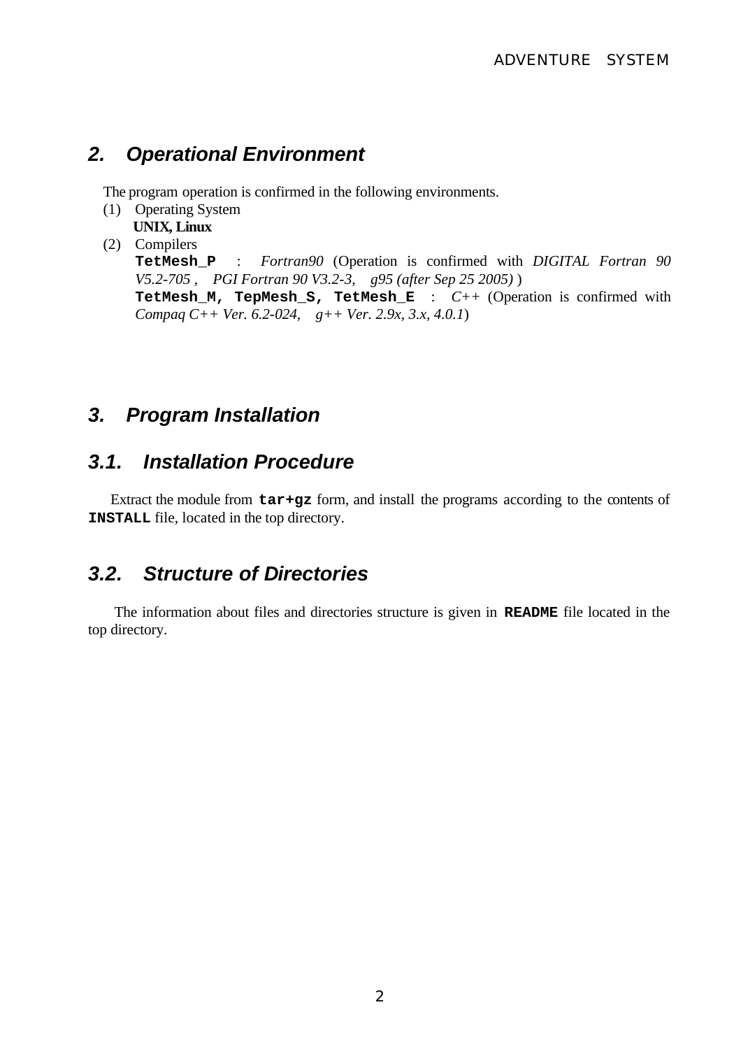## 2. Operational Environment

The program operation is confirmed in the following environments.

(1) Operating System
    **UNIX, Linux**

(2) Compilers
    **`TetMesh_P`** : *Fortran90* (Operation is confirmed with *DIGITAL Fortran 90 V5.2-705* , *PGI Fortran 90 V3.2-3*, *g95 (after Sep 25 2005)* )
    **`TetMesh_M, TepMesh_S, TetMesh_E`** : *C++* (Operation is confirmed with *Compaq C++ Ver. 6.2-024*, *g++ Ver. 2.9x, 3.x, 4.0.1*)

## 3. Program Installation

### 3.1. Installation Procedure

Extract the module from **`tar+gz`** form, and install the programs according to the contents of **`INSTALL`** file, located in the top directory.

### 3.2. Structure of Directories

The information about files and directories structure is given in **`README`** file located in the top directory.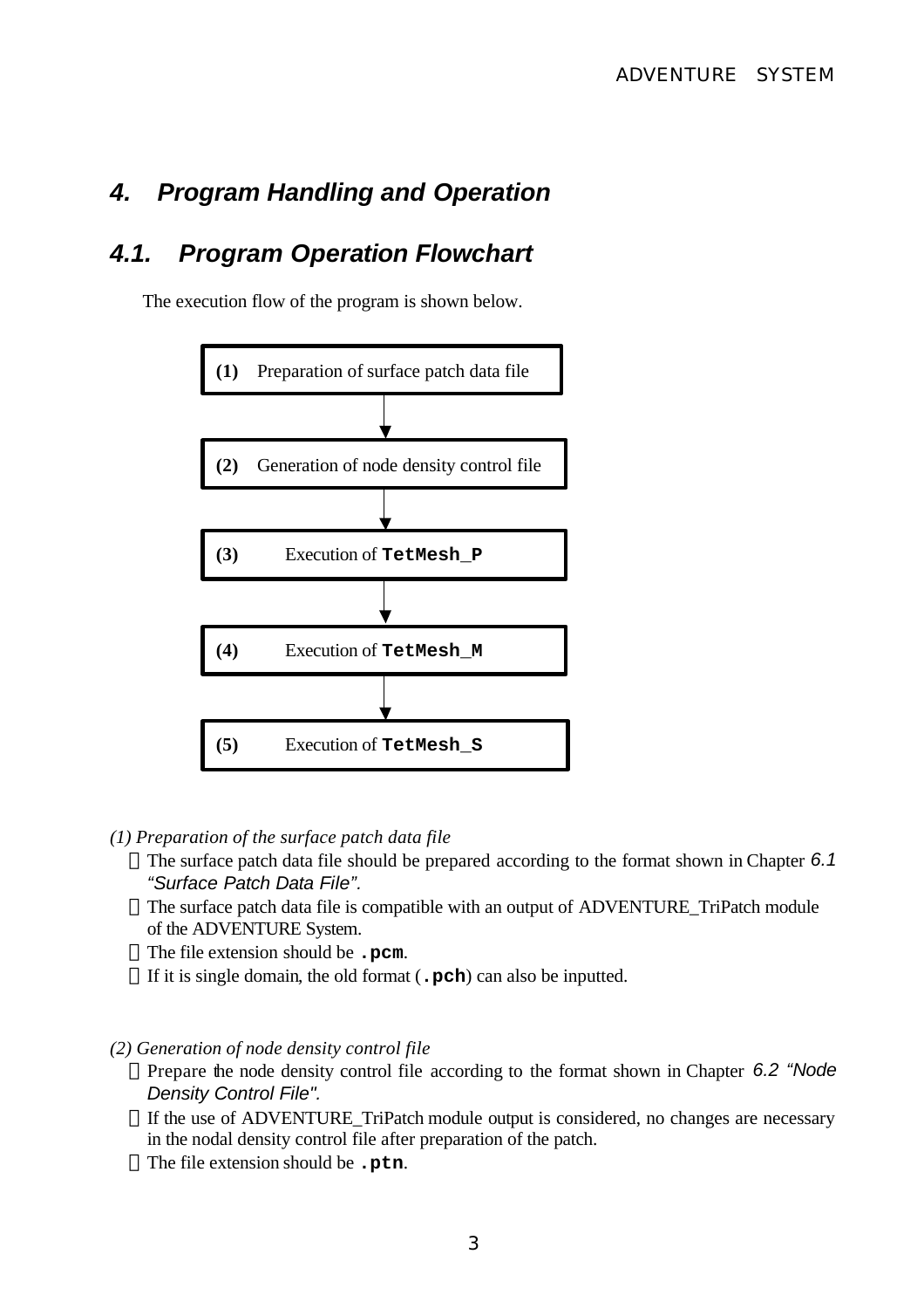# 4. Program Handling and Operation

## 4.1. Program Operation Flowchart

The execution flow of the program is shown below.

**(1)** Preparation of surface patch data file

↓

**(2)** Generation of node density control file

↓

**(3)** Execution of **`TetMesh_P`**

↓

**(4)** Execution of **`TetMesh_M`**

↓

**(5)** Execution of **`TetMesh_S`**

*(1) Preparation of the surface patch data file*

- The surface patch data file should be prepared according to the format shown in Chapter *6.1 "Surface Patch Data File".*
- The surface patch data file is compatible with an output of ADVENTURE_TriPatch module of the ADVENTURE System.
- The file extension should be **`.pcm`**.
- If it is single domain, the old format (**`.pch`**) can also be inputted.

*(2) Generation of node density control file*

- Prepare the node density control file according to the format shown in Chapter *6.2 "Node Density Control File".*
- If the use of ADVENTURE_TriPatch module output is considered, no changes are necessary in the nodal density control file after preparation of the patch.
- The file extension should be **`.ptn`**.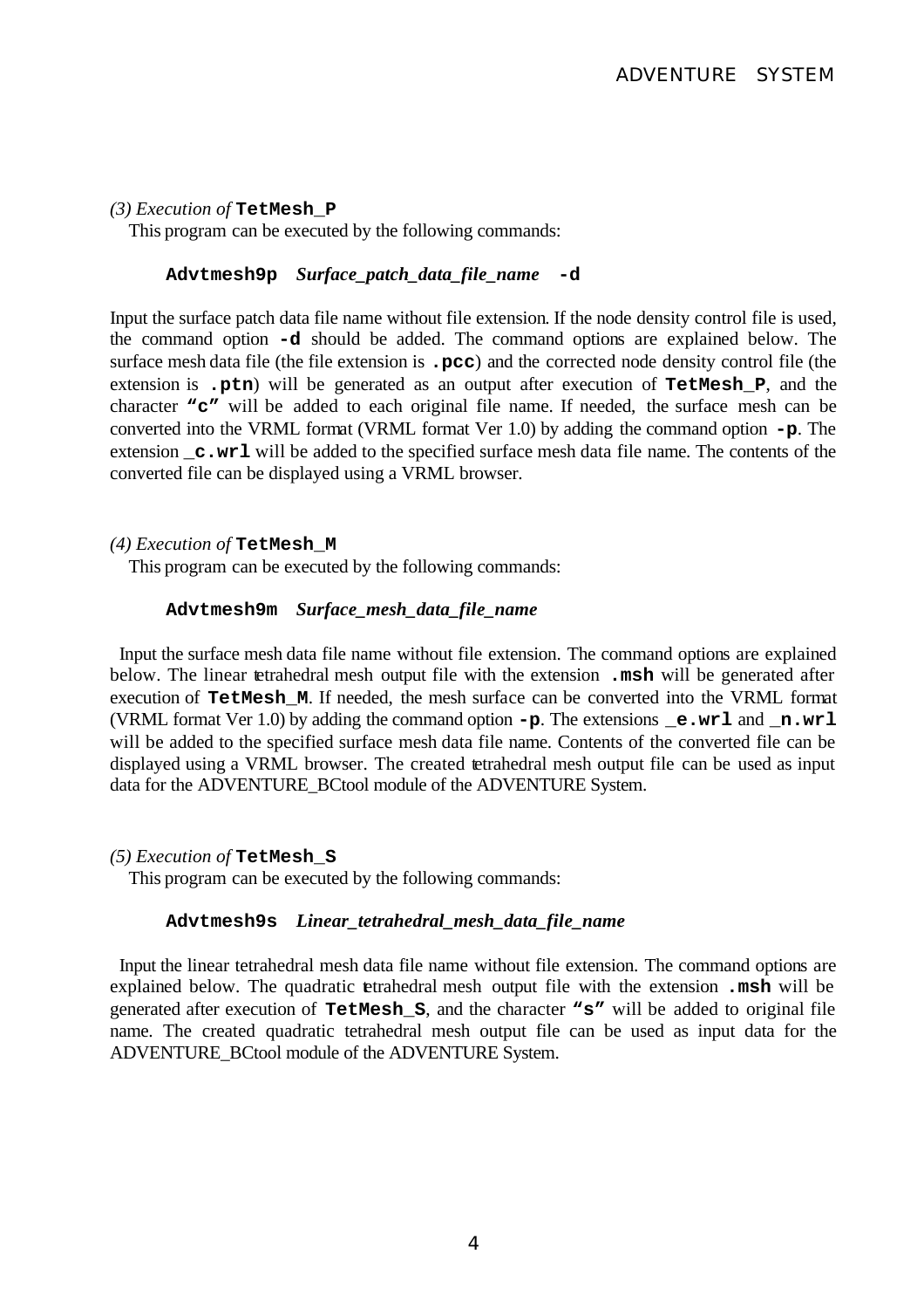*(3) Execution of* **TetMesh_P**

This program can be executed by the following commands:

**Advtmesh9p** ***Surface_patch_data_file_name*** **-d**

Input the surface patch data file name without file extension. If the node density control file is used, the command option **-d** should be added. The command options are explained below. The surface mesh data file (the file extension is **.pcc**) and the corrected node density control file (the extension is **.ptn**) will be generated as an output after execution of **TetMesh_P**, and the character **"c"** will be added to each original file name. If needed, the surface mesh can be converted into the VRML format (VRML format Ver 1.0) by adding the command option **-p**. The extension _**c.wrl** will be added to the specified surface mesh data file name. The contents of the converted file can be displayed using a VRML browser.

*(4) Execution of* **TetMesh_M**

This program can be executed by the following commands:

**Advtmesh9m** ***Surface_mesh_data_file_name***

Input the surface mesh data file name without file extension. The command options are explained below. The linear tetrahedral mesh output file with the extension **.msh** will be generated after execution of **TetMesh_M**. If needed, the mesh surface can be converted into the VRML format (VRML format Ver 1.0) by adding the command option **-p**. The extensions _**e.wrl** and _**n.wrl** will be added to the specified surface mesh data file name. Contents of the converted file can be displayed using a VRML browser. The created tetrahedral mesh output file can be used as input data for the ADVENTURE_BCtool module of the ADVENTURE System.

*(5) Execution of* **TetMesh_S**

This program can be executed by the following commands:

**Advtmesh9s** ***Linear_tetrahedral_mesh_data_file_name***

Input the linear tetrahedral mesh data file name without file extension. The command options are explained below. The quadratic tetrahedral mesh output file with the extension **.msh** will be generated after execution of **TetMesh_S**, and the character **"s"** will be added to original file name. The created quadratic tetrahedral mesh output file can be used as input data for the ADVENTURE_BCtool module of the ADVENTURE System.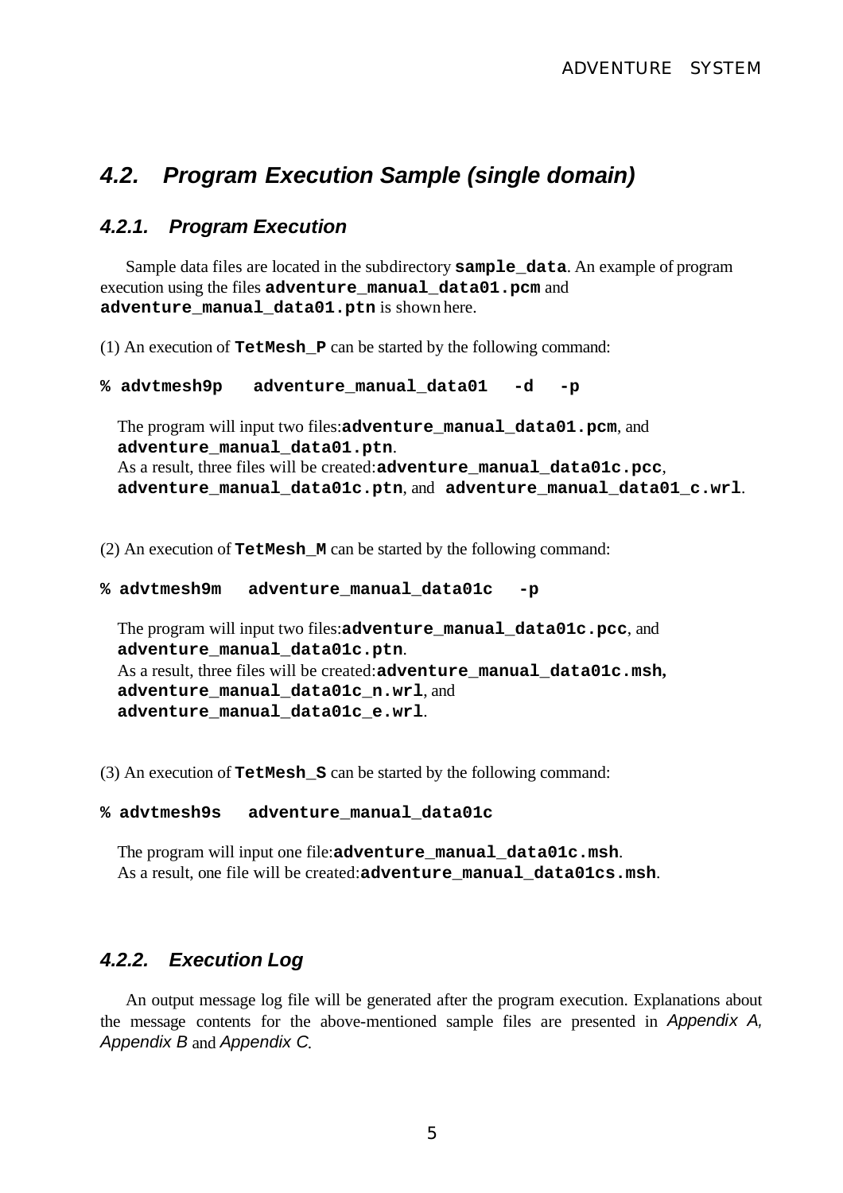## 4.2. Program Execution Sample (single domain)

### 4.2.1. Program Execution

Sample data files are located in the subdirectory **sample_data**. An example of program execution using the files **adventure_manual_data01.pcm** and **adventure_manual_data01.ptn** is shown here.

(1) An execution of **TetMesh_P** can be started by the following command:

```
% advtmesh9p   adventure_manual_data01   -d   -p
```

The program will input two files:**adventure_manual_data01.pcm**, and **adventure_manual_data01.ptn**.
As a result, three files will be created:**adventure_manual_data01c.pcc**, **adventure_manual_data01c.ptn**, and **adventure_manual_data01_c.wrl**.

(2) An execution of **TetMesh_M** can be started by the following command:

```
% advtmesh9m   adventure_manual_data01c   -p
```

The program will input two files:**adventure_manual_data01c.pcc**, and **adventure_manual_data01c.ptn**.
As a result, three files will be created:**adventure_manual_data01c.msh, adventure_manual_data01c_n.wrl**, and **adventure_manual_data01c_e.wrl**.

(3) An execution of **TetMesh_S** can be started by the following command:

```
% advtmesh9s   adventure_manual_data01c
```

The program will input one file:**adventure_manual_data01c.msh**.
As a result, one file will be created:**adventure_manual_data01cs.msh**.

### 4.2.2. Execution Log

An output message log file will be generated after the program execution. Explanations about the message contents for the above-mentioned sample files are presented in *Appendix A, Appendix B* and *Appendix C.*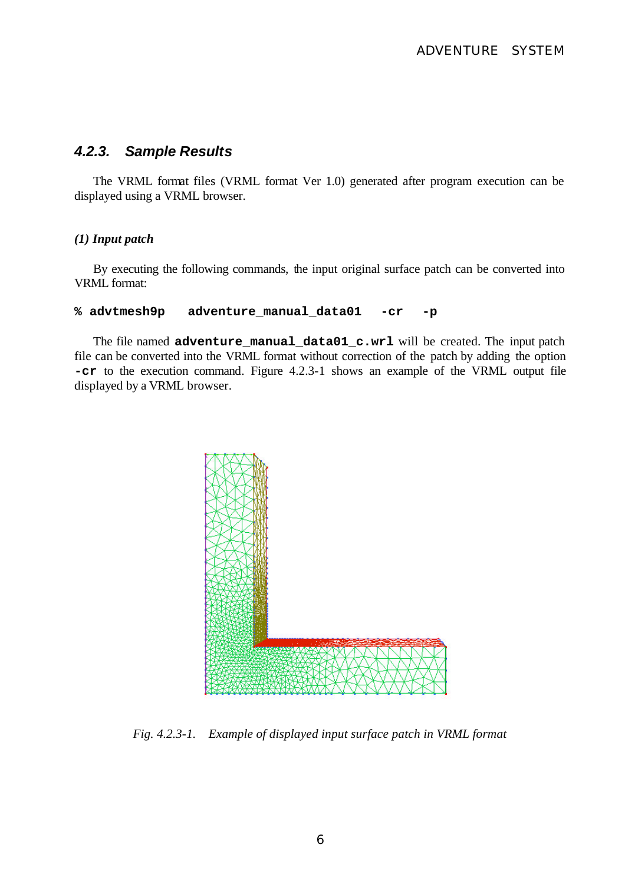### 4.2.3. Sample Results

The VRML format files (VRML format Ver 1.0) generated after program execution can be displayed using a VRML browser.

#### *(1) Input patch*

By executing the following commands, the input original surface patch can be converted into VRML format:

```
% advtmesh9p   adventure_manual_data01   -cr   -p
```

The file named **`adventure_manual_data01_c.wrl`** will be created. The input patch file can be converted into the VRML format without correction of the patch by adding the option **`-cr`** to the execution command. Figure 4.2.3-1 shows an example of the VRML output file displayed by a VRML browser.

*Fig. 4.2.3-1. Example of displayed input surface patch in VRML format*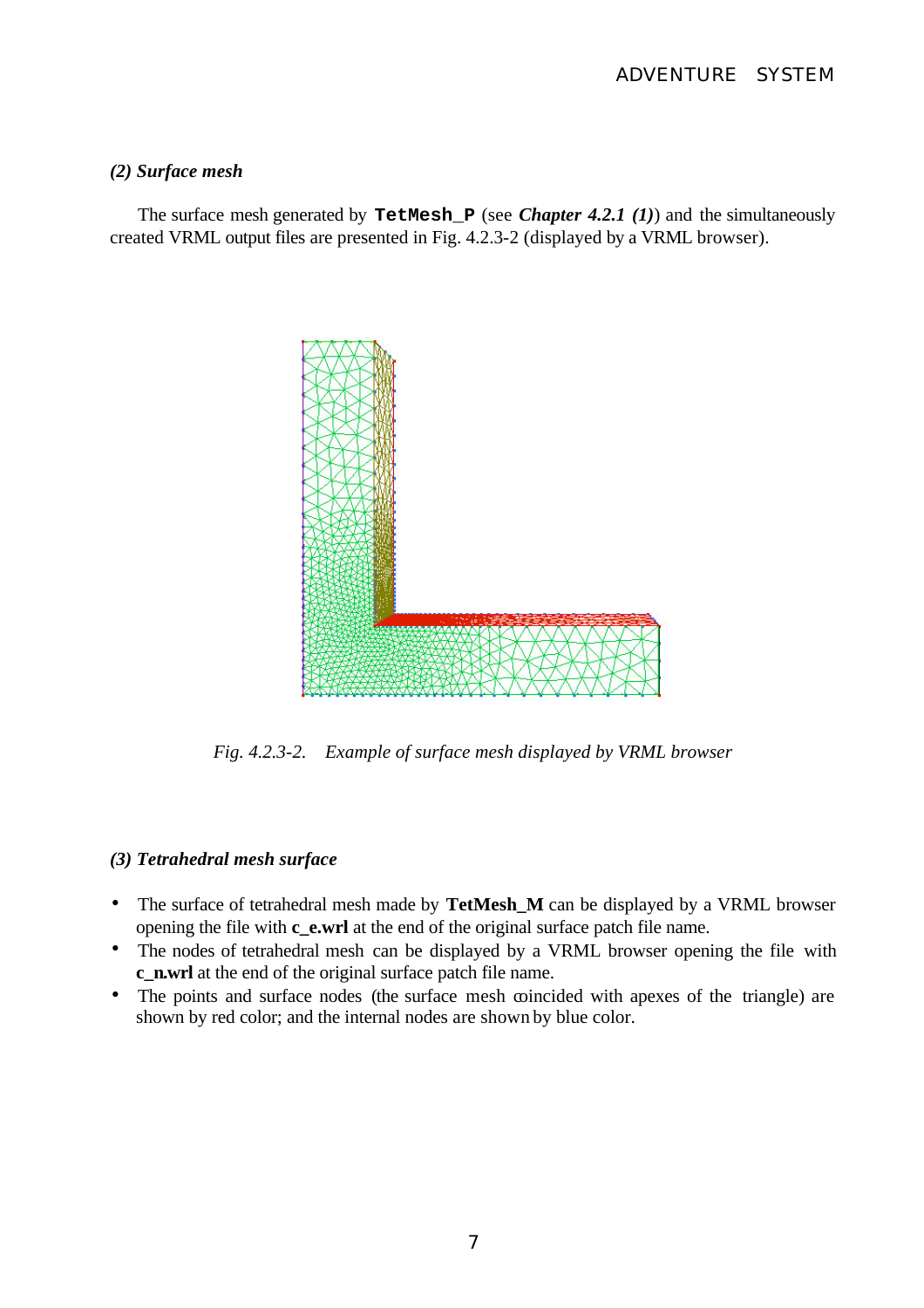*(2) Surface mesh*

The surface mesh generated by **TetMesh_P** (see ***Chapter 4.2.1 (1)***) and the simultaneously created VRML output files are presented in Fig. 4.2.3-2 (displayed by a VRML browser).

*Fig. 4.2.3-2. Example of surface mesh displayed by VRML browser*

*(3) Tetrahedral mesh surface*

- The surface of tetrahedral mesh made by **TetMesh_M** can be displayed by a VRML browser opening the file with **c_e.wrl** at the end of the original surface patch file name.
- The nodes of tetrahedral mesh can be displayed by a VRML browser opening the file with **c_n.wrl** at the end of the original surface patch file name.
- The points and surface nodes (the surface mesh coincided with apexes of the triangle) are shown by red color; and the internal nodes are shown by blue color.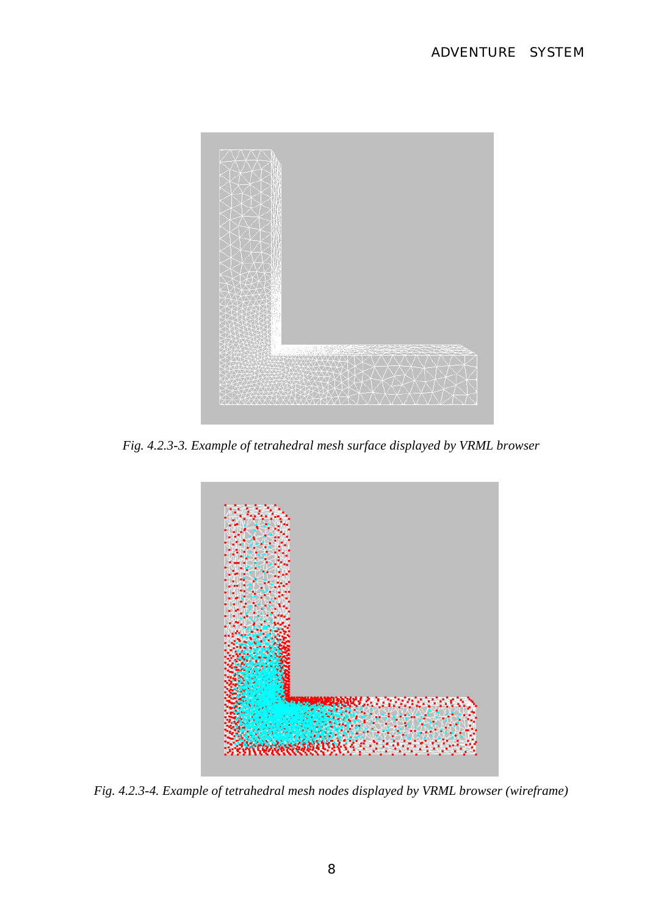Fig. 4.2.3-3. Example of tetrahedral mesh surface displayed by VRML browser

Fig. 4.2.3-4. Example of tetrahedral mesh nodes displayed by VRML browser (wireframe)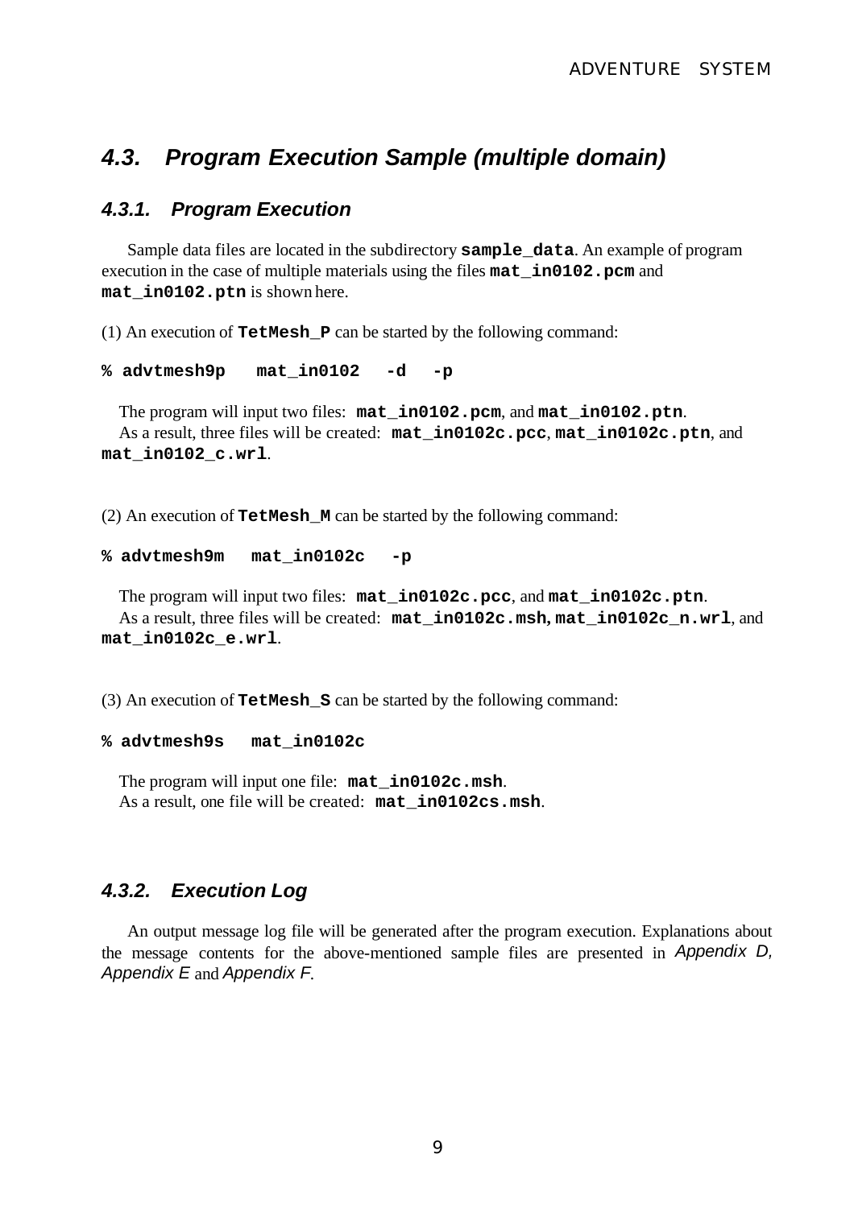## 4.3. Program Execution Sample (multiple domain)

### 4.3.1. Program Execution

Sample data files are located in the subdirectory **`sample_data`**. An example of program execution in the case of multiple materials using the files **`mat_in0102.pcm`** and **`mat_in0102.ptn`** is shown here.

(1) An execution of **`TetMesh_P`** can be started by the following command:

```
% advtmesh9p   mat_in0102   -d   -p
```

The program will input two files: **`mat_in0102.pcm`**, and **`mat_in0102.ptn`**.
As a result, three files will be created: **`mat_in0102c.pcc`**, **`mat_in0102c.ptn`**, and **`mat_in0102_c.wrl`**.

(2) An execution of **`TetMesh_M`** can be started by the following command:

```
% advtmesh9m   mat_in0102c   -p
```

The program will input two files: **`mat_in0102c.pcc`**, and **`mat_in0102c.ptn`**.
As a result, three files will be created: **`mat_in0102c.msh`**, **`mat_in0102c_n.wrl`**, and **`mat_in0102c_e.wrl`**.

(3) An execution of **`TetMesh_S`** can be started by the following command:

```
% advtmesh9s   mat_in0102c
```

The program will input one file: **`mat_in0102c.msh`**.
As a result, one file will be created: **`mat_in0102cs.msh`**.

### 4.3.2. Execution Log

An output message log file will be generated after the program execution. Explanations about the message contents for the above-mentioned sample files are presented in *Appendix D, Appendix E* and *Appendix F*.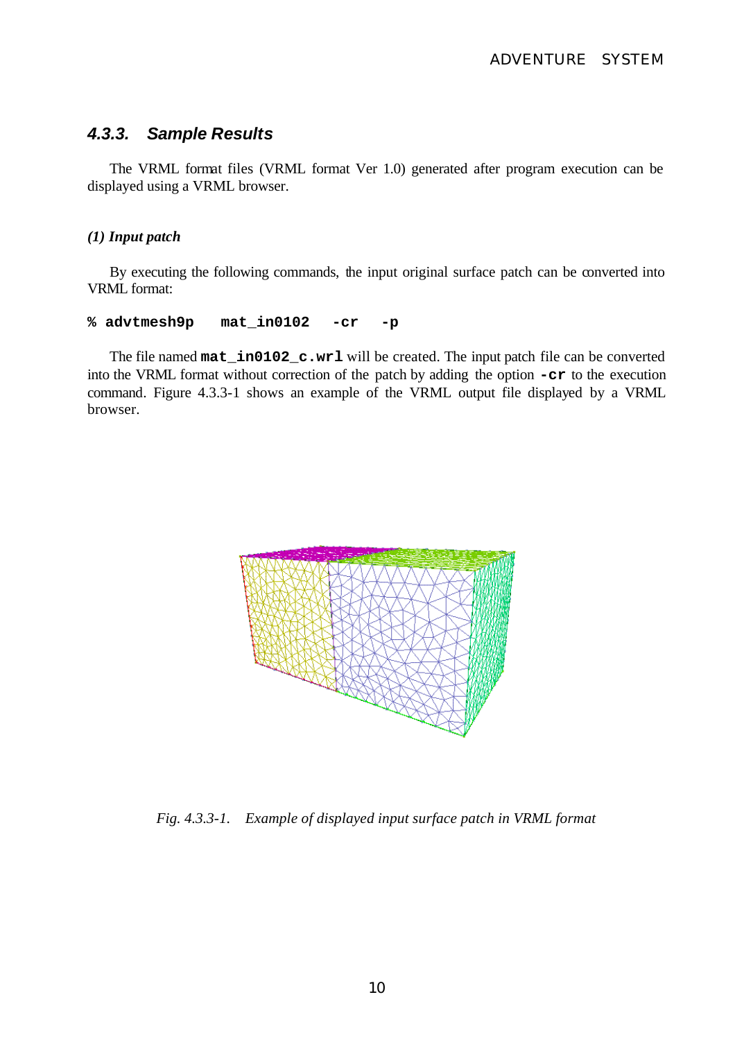### 4.3.3. Sample Results

The VRML format files (VRML format Ver 1.0) generated after program execution can be displayed using a VRML browser.

#### (1) Input patch

By executing the following commands, the input original surface patch can be converted into VRML format:

```
% advtmesh9p   mat_in0102   -cr   -p
```

The file named **mat_in0102_c.wrl** will be created. The input patch file can be converted into the VRML format without correction of the patch by adding the option **-cr** to the execution command. Figure 4.3.3-1 shows an example of the VRML output file displayed by a VRML browser.

*Fig. 4.3.3-1. Example of displayed input surface patch in VRML format*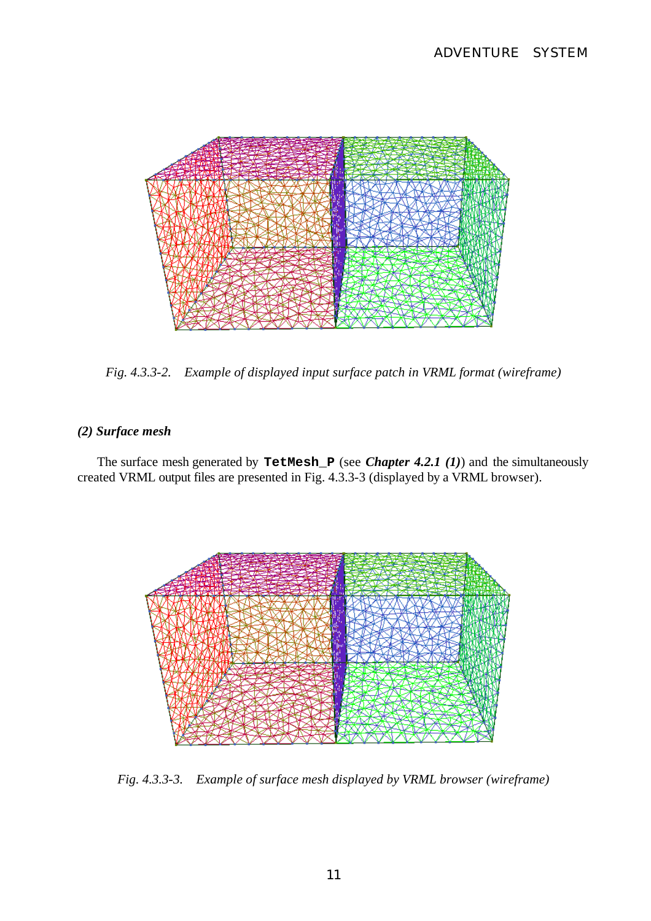*Fig. 4.3.3-2.　Example of displayed input surface patch in VRML format (wireframe)*

### *(2) Surface mesh*

The surface mesh generated by **`TetMesh_P`** (see ***Chapter 4.2.1 (1)***) and the simultaneously created VRML output files are presented in Fig. 4.3.3-3 (displayed by a VRML browser).

*Fig. 4.3.3-3.　Example of surface mesh displayed by VRML browser (wireframe)*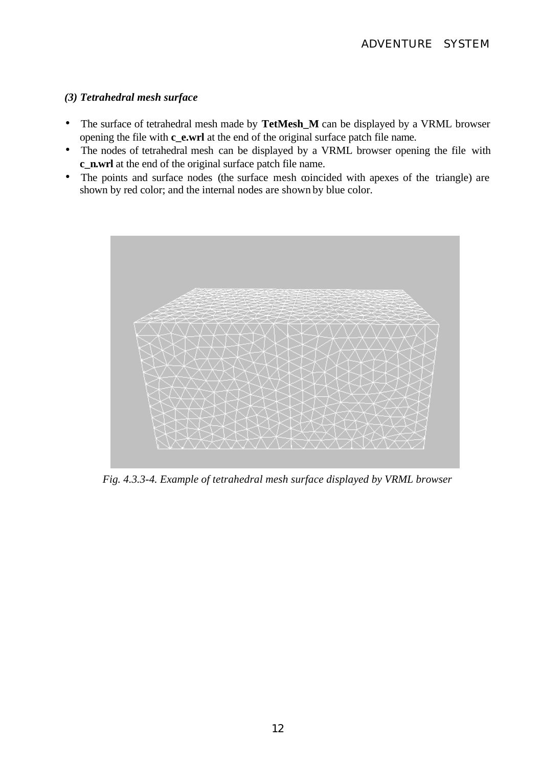*(3) Tetrahedral mesh surface*

- The surface of tetrahedral mesh made by **TetMesh_M** can be displayed by a VRML browser opening the file with **c_e.wrl** at the end of the original surface patch file name.
- The nodes of tetrahedral mesh can be displayed by a VRML browser opening the file with **c_n.wrl** at the end of the original surface patch file name.
- The points and surface nodes (the surface mesh coincided with apexes of the triangle) are shown by red color; and the internal nodes are shown by blue color.

*Fig. 4.3.3-4. Example of tetrahedral mesh surface displayed by VRML browser*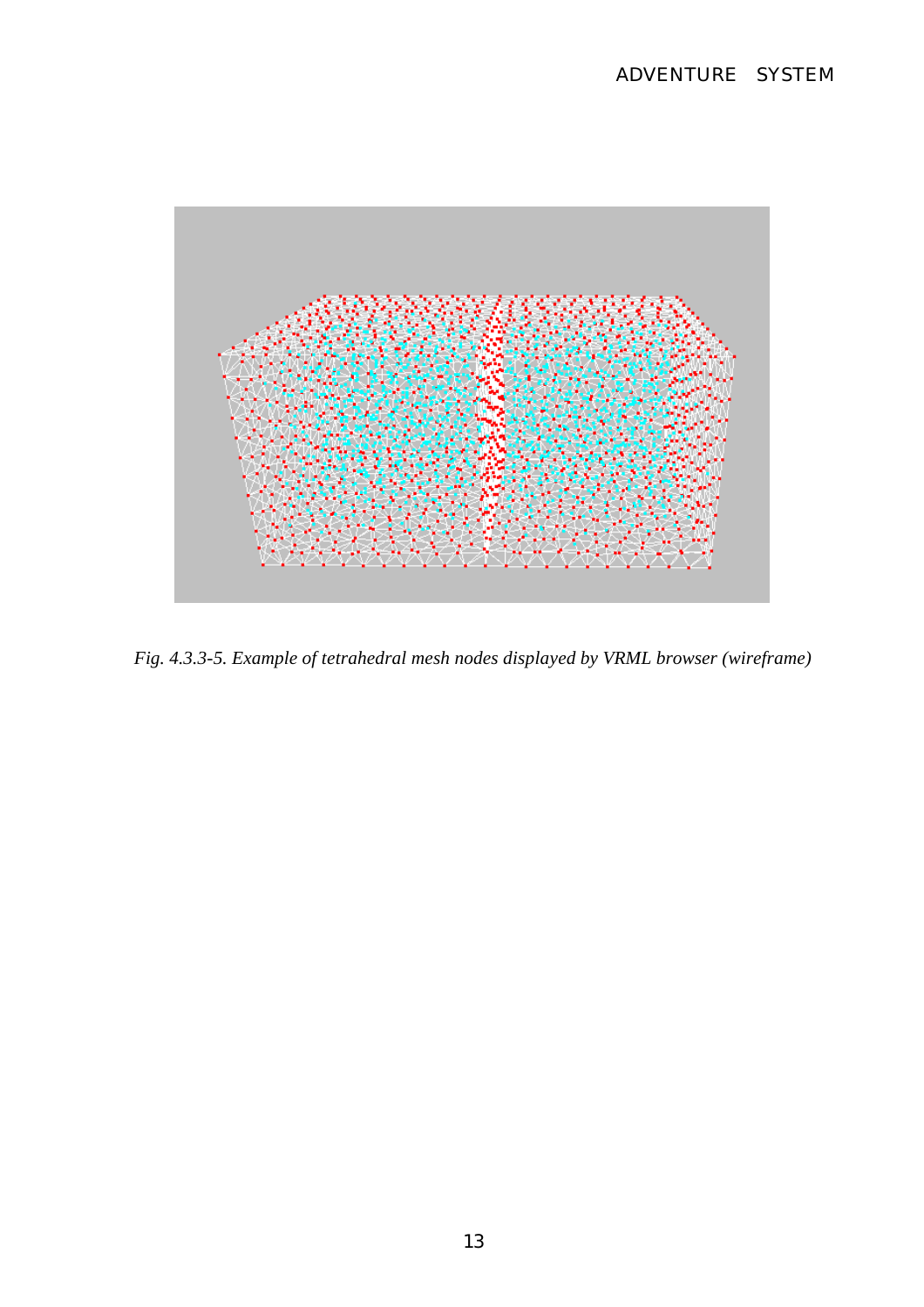*Fig. 4.3.3-5. Example of tetrahedral mesh nodes displayed by VRML browser (wireframe)*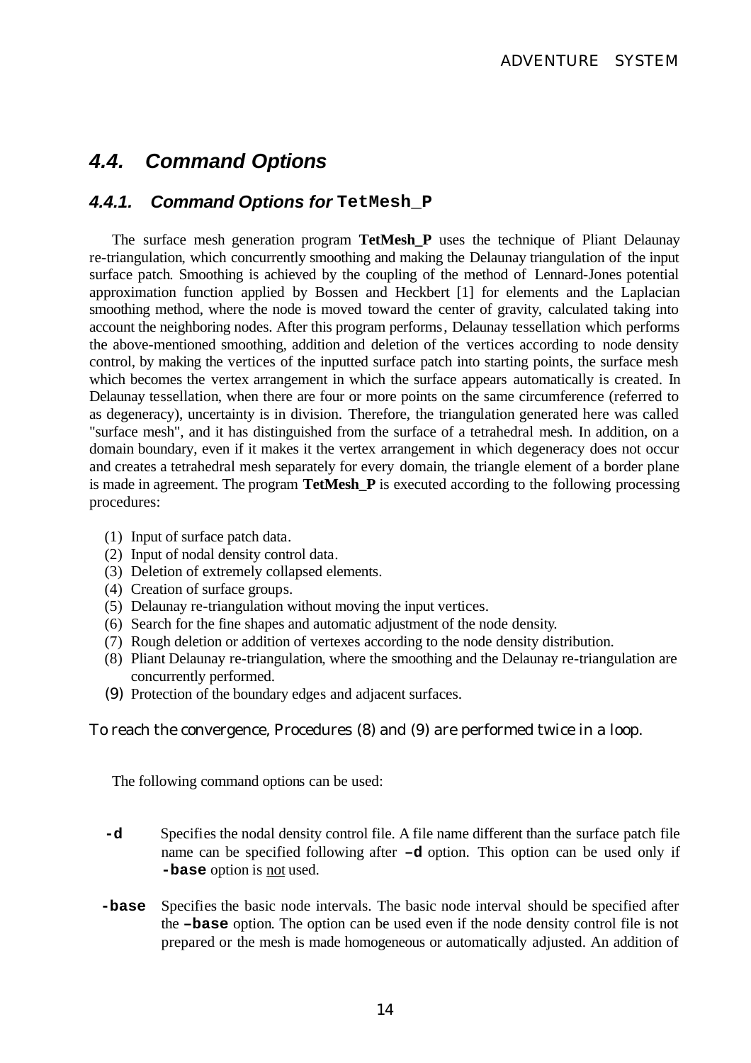## 4.4. Command Options

### 4.4.1. Command Options for `TetMesh_P`

The surface mesh generation program **TetMesh_P** uses the technique of Pliant Delaunay re-triangulation, which concurrently smoothing and making the Delaunay triangulation of the input surface patch. Smoothing is achieved by the coupling of the method of Lennard-Jones potential approximation function applied by Bossen and Heckbert [1] for elements and the Laplacian smoothing method, where the node is moved toward the center of gravity, calculated taking into account the neighboring nodes. After this program performs, Delaunay tessellation which performs the above-mentioned smoothing, addition and deletion of the vertices according to node density control, by making the vertices of the inputted surface patch into starting points, the surface mesh which becomes the vertex arrangement in which the surface appears automatically is created. In Delaunay tessellation, when there are four or more points on the same circumference (referred to as degeneracy), uncertainty is in division. Therefore, the triangulation generated here was called "surface mesh", and it has distinguished from the surface of a tetrahedral mesh. In addition, on a domain boundary, even if it makes it the vertex arrangement in which degeneracy does not occur and creates a tetrahedral mesh separately for every domain, the triangle element of a border plane is made in agreement. The program **TetMesh_P** is executed according to the following processing procedures:

(1) Input of surface patch data.
(2) Input of nodal density control data.
(3) Deletion of extremely collapsed elements.
(4) Creation of surface groups.
(5) Delaunay re-triangulation without moving the input vertices.
(6) Search for the fine shapes and automatic adjustment of the node density.
(7) Rough deletion or addition of vertexes according to the node density distribution.
(8) Pliant Delaunay re-triangulation, where the smoothing and the Delaunay re-triangulation are concurrently performed.
(9) Protection of the boundary edges and adjacent surfaces.

To reach the convergence, Procedures (8) and (9) are performed twice in a loop.

The following command options can be used:

**`-d`** Specifies the nodal density control file. A file name different than the surface patch file name can be specified following after **`–d`** option. This option can be used only if **`-base`** option is not used.

**`-base`** Specifies the basic node intervals. The basic node interval should be specified after the **`–base`** option. The option can be used even if the node density control file is not prepared or the mesh is made homogeneous or automatically adjusted. An addition of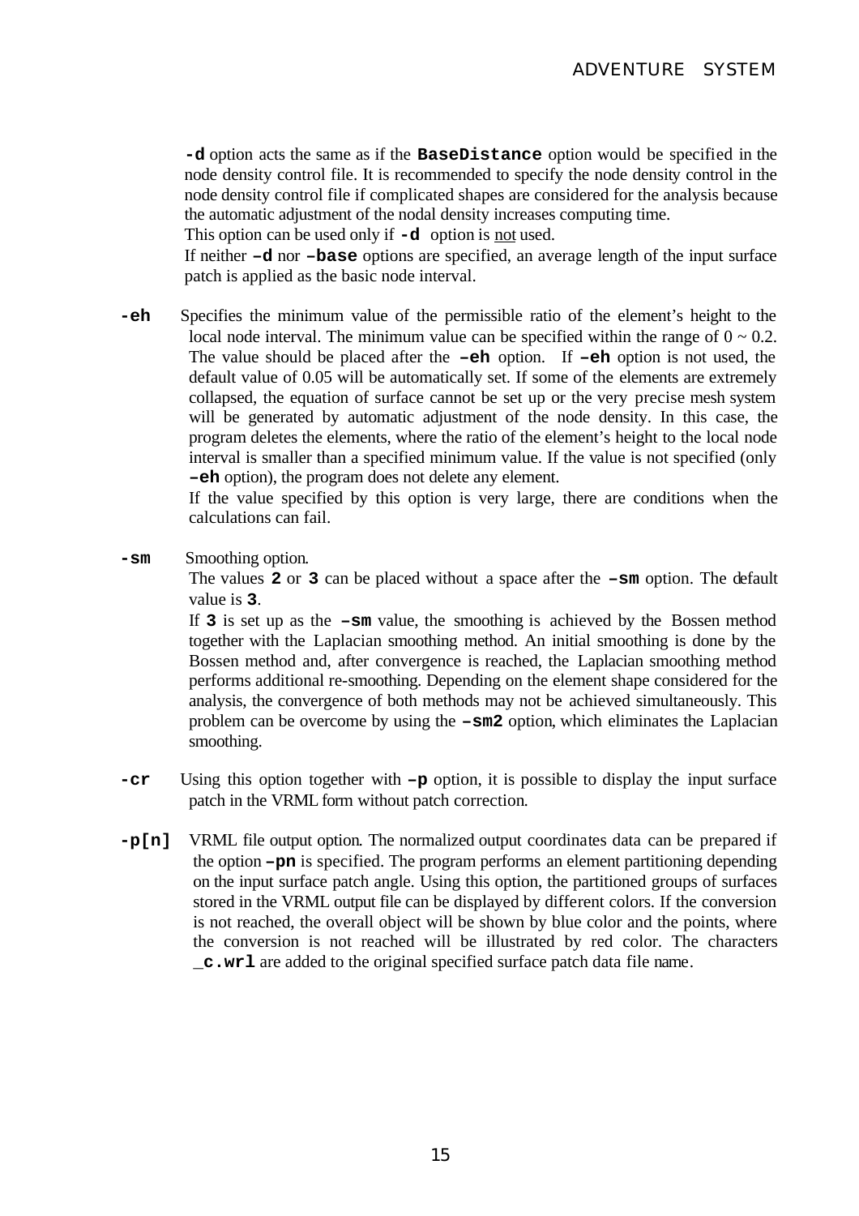**-d** option acts the same as if the **BaseDistance** option would be specified in the node density control file. It is recommended to specify the node density control in the node density control file if complicated shapes are considered for the analysis because the automatic adjustment of the nodal density increases computing time.

This option can be used only if **-d** option is not used.

If neither **–d** nor **–base** options are specified, an average length of the input surface patch is applied as the basic node interval.

**-eh** Specifies the minimum value of the permissible ratio of the element's height to the local node interval. The minimum value can be specified within the range of 0 ~ 0.2. The value should be placed after the **–eh** option. If **–eh** option is not used, the default value of 0.05 will be automatically set. If some of the elements are extremely collapsed, the equation of surface cannot be set up or the very precise mesh system will be generated by automatic adjustment of the node density. In this case, the program deletes the elements, where the ratio of the element's height to the local node interval is smaller than a specified minimum value. If the value is not specified (only **–eh** option), the program does not delete any element.

If the value specified by this option is very large, there are conditions when the calculations can fail.

**-sm** Smoothing option.

The values **2** or **3** can be placed without a space after the **–sm** option. The default value is **3**.

If **3** is set up as the **–sm** value, the smoothing is achieved by the Bossen method together with the Laplacian smoothing method. An initial smoothing is done by the Bossen method and, after convergence is reached, the Laplacian smoothing method performs additional re-smoothing. Depending on the element shape considered for the analysis, the convergence of both methods may not be achieved simultaneously. This problem can be overcome by using the **–sm2** option, which eliminates the Laplacian smoothing.

**-cr** Using this option together with **–p** option, it is possible to display the input surface patch in the VRML form without patch correction.

**-p[n]** VRML file output option. The normalized output coordinates data can be prepared if the option **–pn** is specified. The program performs an element partitioning depending on the input surface patch angle. Using this option, the partitioned groups of surfaces stored in the VRML output file can be displayed by different colors. If the conversion is not reached, the overall object will be shown by blue color and the points, where the conversion is not reached will be illustrated by red color. The characters **_c.wrl** are added to the original specified surface patch data file name.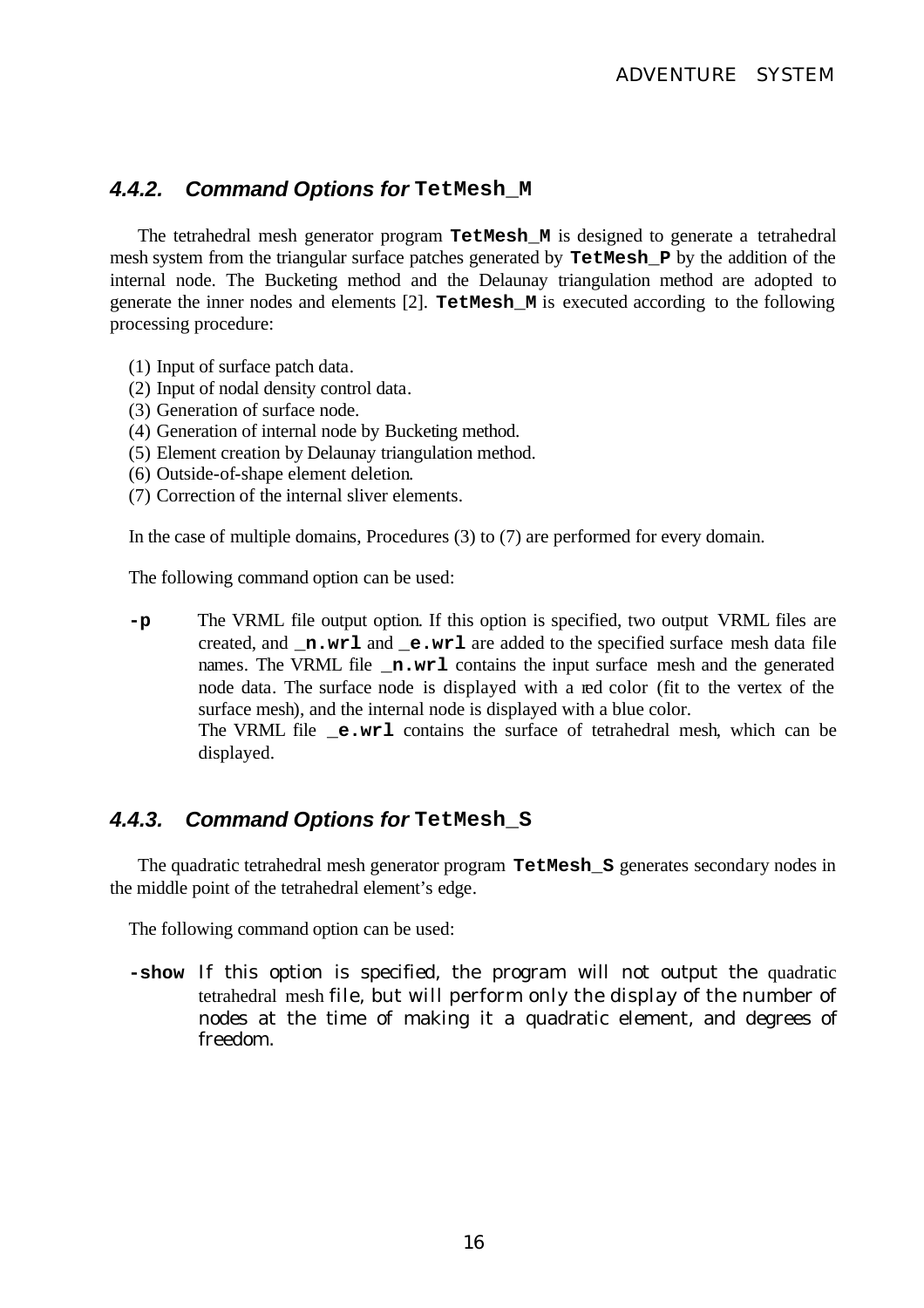### *4.4.2. Command Options for* `TetMesh_M`

The tetrahedral mesh generator program **`TetMesh_M`** is designed to generate a tetrahedral mesh system from the triangular surface patches generated by **`TetMesh_P`** by the addition of the internal node. The Bucketing method and the Delaunay triangulation method are adopted to generate the inner nodes and elements [2]. **`TetMesh_M`** is executed according to the following processing procedure:

(1) Input of surface patch data.
(2) Input of nodal density control data.
(3) Generation of surface node.
(4) Generation of internal node by Bucketing method.
(5) Element creation by Delaunay triangulation method.
(6) Outside-of-shape element deletion.
(7) Correction of the internal sliver elements.

In the case of multiple domains, Procedures (3) to (7) are performed for every domain.

The following command option can be used:

**`-p`** The VRML file output option. If this option is specified, two output VRML files are created, and **`_n.wrl`** and **`_e.wrl`** are added to the specified surface mesh data file names. The VRML file **`_n.wrl`** contains the input surface mesh and the generated node data. The surface node is displayed with a red color (fit to the vertex of the surface mesh), and the internal node is displayed with a blue color.
The VRML file **`_e.wrl`** contains the surface of tetrahedral mesh, which can be displayed.

### *4.4.3. Command Options for* `TetMesh_S`

The quadratic tetrahedral mesh generator program **`TetMesh_S`** generates secondary nodes in the middle point of the tetrahedral element's edge.

The following command option can be used:

**`-show`** If this option is specified, the program will not output the quadratic tetrahedral mesh file, but will perform only the display of the number of nodes at the time of making it a quadratic element, and degrees of freedom.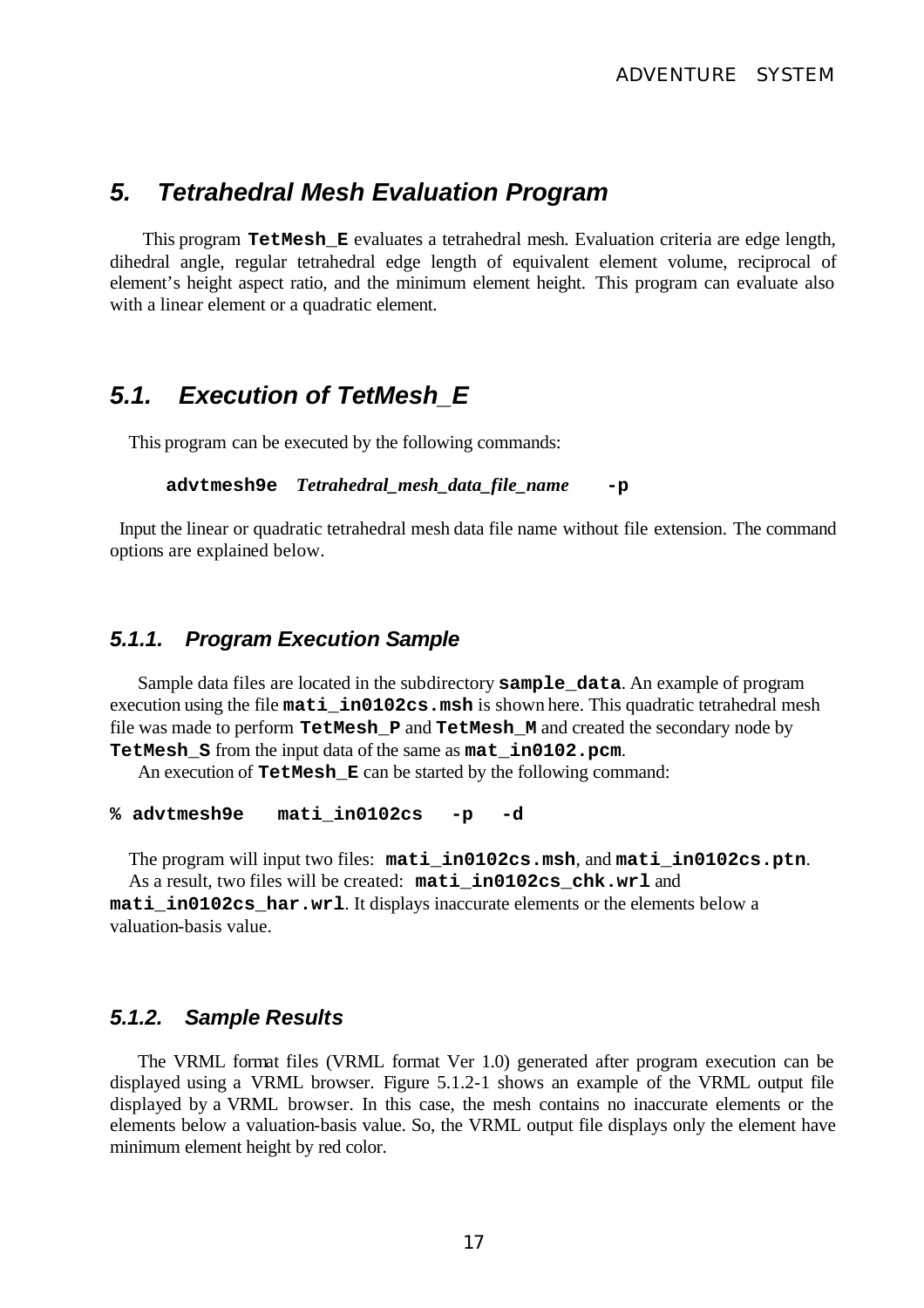# 5. Tetrahedral Mesh Evaluation Program

This program **TetMesh_E** evaluates a tetrahedral mesh. Evaluation criteria are edge length, dihedral angle, regular tetrahedral edge length of equivalent element volume, reciprocal of element's height aspect ratio, and the minimum element height. This program can evaluate also with a linear element or a quadratic element.

## 5.1. Execution of TetMesh_E

This program can be executed by the following commands:

**advtmesh9e** *Tetrahedral_mesh_data_file_name* **-p**

Input the linear or quadratic tetrahedral mesh data file name without file extension. The command options are explained below.

### 5.1.1. Program Execution Sample

Sample data files are located in the subdirectory **sample_data**. An example of program execution using the file **mati_in0102cs.msh** is shown here. This quadratic tetrahedral mesh file was made to perform **TetMesh_P** and **TetMesh_M** and created the secondary node by **TetMesh_S** from the input data of the same as **mat_in0102.pcm**.

An execution of **TetMesh_E** can be started by the following command:

```
% advtmesh9e   mati_in0102cs   -p   -d
```

The program will input two files: **mati_in0102cs.msh**, and **mati_in0102cs.ptn**.

As a result, two files will be created: **mati_in0102cs_chk.wrl** and **mati_in0102cs_har.wrl**. It displays inaccurate elements or the elements below a valuation-basis value.

### 5.1.2. Sample Results

The VRML format files (VRML format Ver 1.0) generated after program execution can be displayed using a VRML browser. Figure 5.1.2-1 shows an example of the VRML output file displayed by a VRML browser. In this case, the mesh contains no inaccurate elements or the elements below a valuation-basis value. So, the VRML output file displays only the element have minimum element height by red color.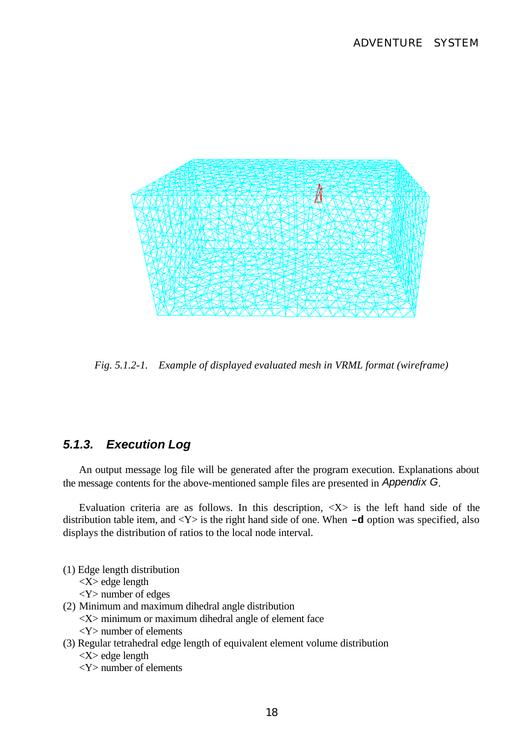*Fig. 5.1.2-1. Example of displayed evaluated mesh in VRML format (wireframe)*

### 5.1.3. Execution Log

An output message log file will be generated after the program execution. Explanations about the message contents for the above-mentioned sample files are presented in *Appendix G*.

Evaluation criteria are as follows. In this description, <X> is the left hand side of the distribution table item, and <Y> is the right hand side of one. When **–d** option was specified, also displays the distribution of ratios to the local node interval.

(1) Edge length distribution
  <X> edge length
  <Y> number of edges
(2) Minimum and maximum dihedral angle distribution
  <X> minimum or maximum dihedral angle of element face
  <Y> number of elements
(3) Regular tetrahedral edge length of equivalent element volume distribution
  <X> edge length
  <Y> number of elements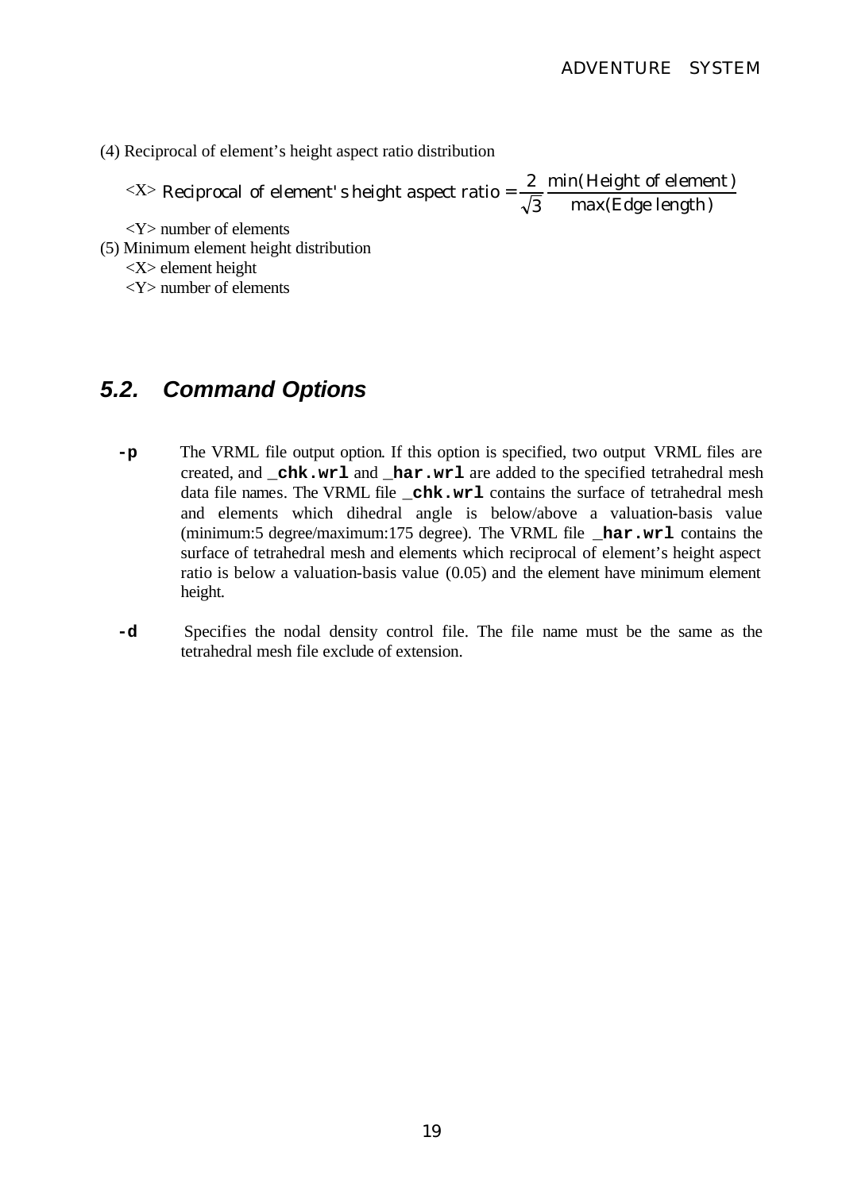(4) Reciprocal of element's height aspect ratio distribution

<X> $\text{Reciprocal of element's height aspect ratio} = \frac{2}{\sqrt{3}} \frac{\min(\text{Height of element})}{\max(\text{Edge length})}$

<Y> number of elements

(5) Minimum element height distribution

<X> element height

<Y> number of elements

## 5.2. Command Options

**-p** The VRML file output option. If this option is specified, two output VRML files are created, and **_chk.wrl** and **_har.wrl** are added to the specified tetrahedral mesh data file names. The VRML file **_chk.wrl** contains the surface of tetrahedral mesh and elements which dihedral angle is below/above a valuation-basis value (minimum:5 degree/maximum:175 degree). The VRML file **_har.wrl** contains the surface of tetrahedral mesh and elements which reciprocal of element's height aspect ratio is below a valuation-basis value (0.05) and the element have minimum element height.

**-d** Specifies the nodal density control file. The file name must be the same as the tetrahedral mesh file exclude of extension.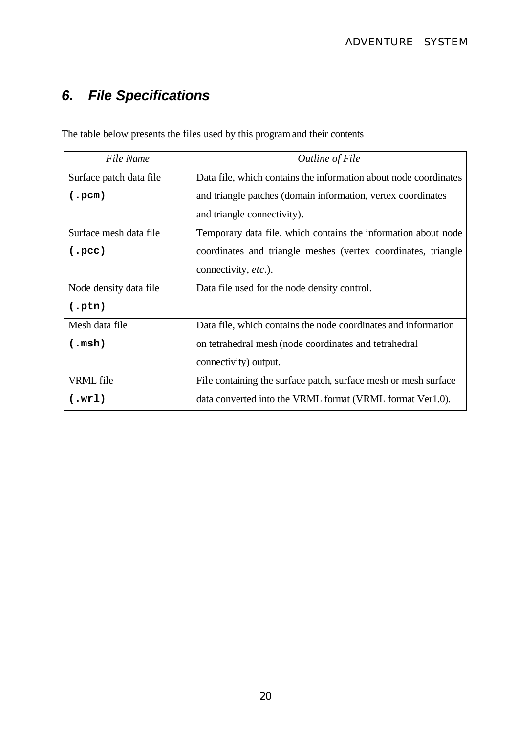## *6. File Specifications*

The table below presents the files used by this program and their contents

| *File Name* | *Outline of File* |
|---|---|
| Surface patch data file **(.pcm)** | Data file, which contains the information about node coordinates and triangle patches (domain information, vertex coordinates and triangle connectivity). |
| Surface mesh data file **(.pcc)** | Temporary data file, which contains the information about node coordinates and triangle meshes (vertex coordinates, triangle connectivity, *etc*.). |
| Node density data file **(.ptn)** | Data file used for the node density control. |
| Mesh data file **(.msh)** | Data file, which contains the node coordinates and information on tetrahedral mesh (node coordinates and tetrahedral connectivity) output. |
| VRML file **(.wrl)** | File containing the surface patch, surface mesh or mesh surface data converted into the VRML format (VRML format Ver1.0). |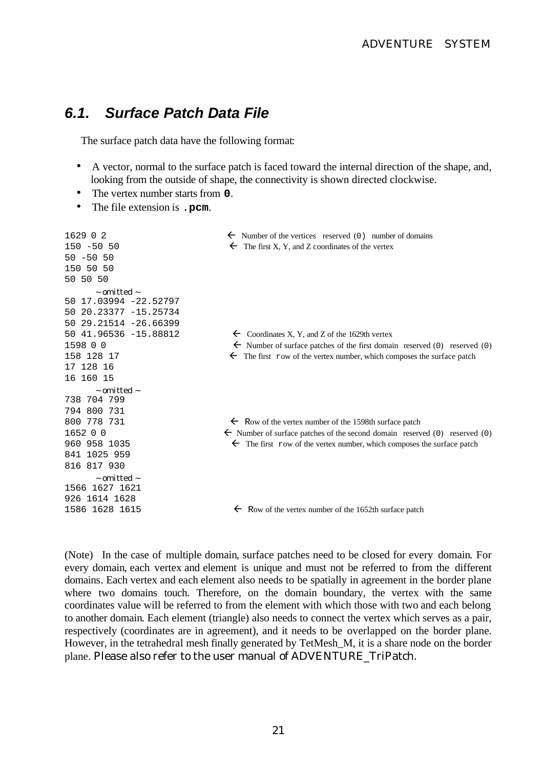## 6.1. Surface Patch Data File

The surface patch data have the following format:

- A vector, normal to the surface patch is faced toward the internal direction of the shape, and, looking from the outside of shape, the connectivity is shown directed clockwise.
- The vertex number starts from **0**.
- The file extension is **.pcm**.

```
1629 0 2                      ← Number of the vertices  reserved (0)  number of domains
150 -50 50                    ← The first X, Y, and Z coordinates of the vertex
50 -50 50
150 50 50
50 50 50
      ~ omitted ~
50 17.03994 -22.52797
50 20.23377 -15.25734
50 29.21514 -26.66399
50 41.96536 -15.88812         ← Coordinates X, Y, and Z of the 1629th vertex
1598 0 0                      ← Number of surface patches of the first domain  reserved (0)  reserved (0)
158 128 17                    ← The first row of the vertex number, which composes the surface patch
17 128 16
16 160 15
      ~ omitted ~
738 704 799
794 800 731
800 778 731                   ← Row of the vertex number of the 1598th surface patch
1652 0 0                      ← Number of surface patches of the second domain  reserved (0)  reserved (0)
960 958 1035                  ← The first row of the vertex number, which composes the surface patch
841 1025 959
816 817 930
      ~ omitted ~
1566 1627 1621
926 1614 1628
1586 1628 1615                ← Row of the vertex number of the 1652th surface patch
```

(Note) In the case of multiple domain, surface patches need to be closed for every domain. For every domain, each vertex and element is unique and must not be referred to from the different domains. Each vertex and each element also needs to be spatially in agreement in the border plane where two domains touch. Therefore, on the domain boundary, the vertex with the same coordinates value will be referred to from the element with which those with two and each belong to another domain. Each element (triangle) also needs to connect the vertex which serves as a pair, respectively (coordinates are in agreement), and it needs to be overlapped on the border plane. However, in the tetrahedral mesh finally generated by TetMesh_M, it is a share node on the border plane. Please also refer to the user manual of ADVENTURE_TriPatch.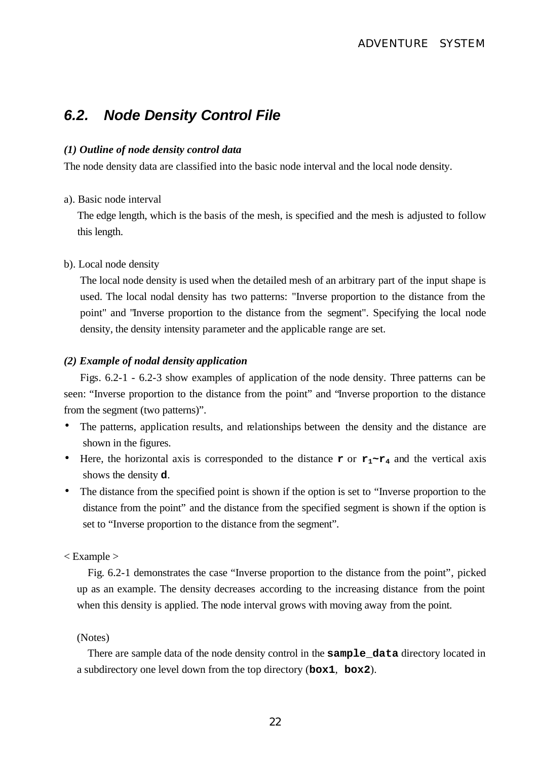## 6.2. Node Density Control File

***(1) Outline of node density control data***

The node density data are classified into the basic node interval and the local node density.

a). Basic node interval

The edge length, which is the basis of the mesh, is specified and the mesh is adjusted to follow this length.

b). Local node density

The local node density is used when the detailed mesh of an arbitrary part of the input shape is used. The local nodal density has two patterns: "Inverse proportion to the distance from the point" and "Inverse proportion to the distance from the segment". Specifying the local node density, the density intensity parameter and the applicable range are set.

***(2) Example of nodal density application***

Figs. 6.2-1 - 6.2-3 show examples of application of the node density. Three patterns can be seen: "Inverse proportion to the distance from the point" and "Inverse proportion to the distance from the segment (two patterns)".

- The patterns, application results, and relationships between the density and the distance are shown in the figures.
- Here, the horizontal axis is corresponded to the distance **r** or $\mathbf{r_1 \sim r_4}$ and the vertical axis shows the density **d**.
- The distance from the specified point is shown if the option is set to "Inverse proportion to the distance from the point" and the distance from the specified segment is shown if the option is set to "Inverse proportion to the distance from the segment".

< Example >

Fig. 6.2-1 demonstrates the case "Inverse proportion to the distance from the point", picked up as an example. The density decreases according to the increasing distance from the point when this density is applied. The node interval grows with moving away from the point.

(Notes)

There are sample data of the node density control in the **sample_data** directory located in a subdirectory one level down from the top directory (**box1**, **box2**).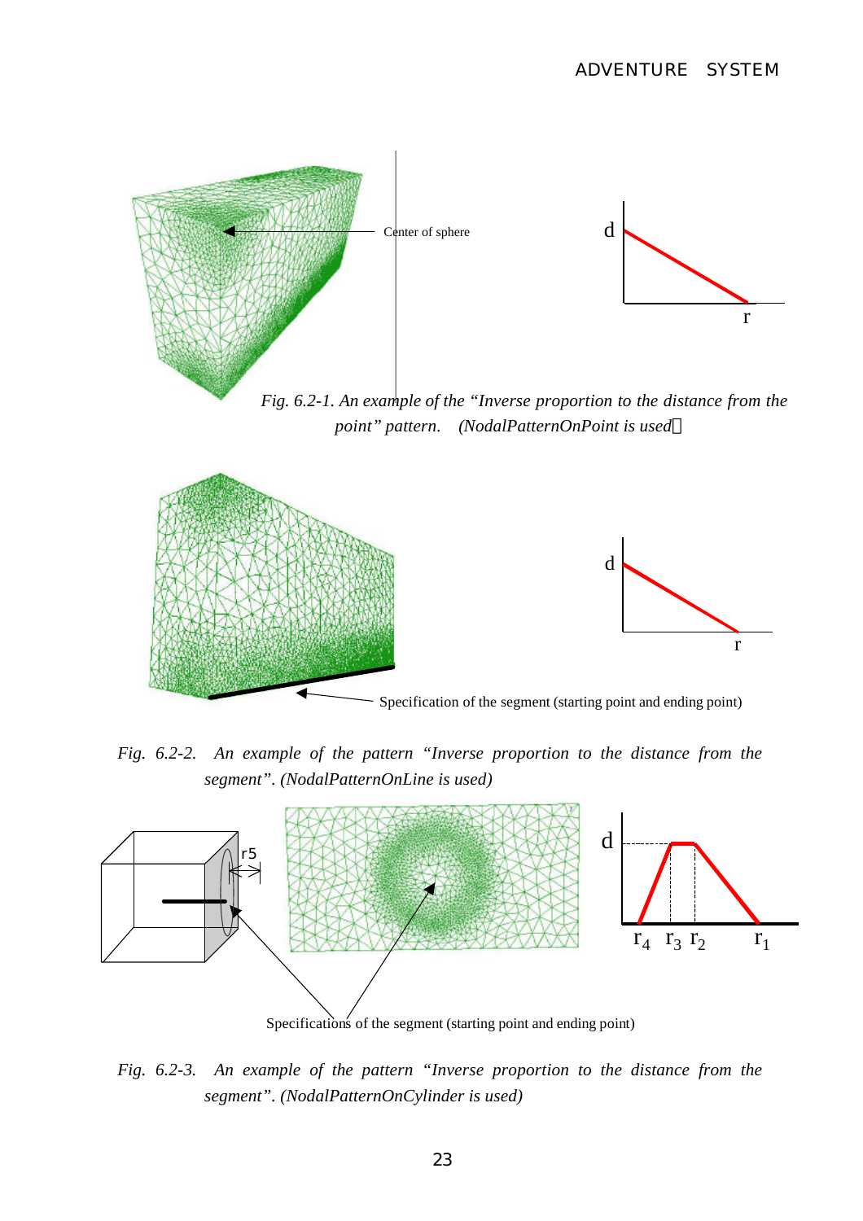Center of sphere

*Fig. 6.2-1. An example of the "Inverse proportion to the distance from the point" pattern. (NodalPatternOnPoint is used)*

Specification of the segment (starting point and ending point)

*Fig. 6.2-2. An example of the pattern "Inverse proportion to the distance from the segment". (NodalPatternOnLine is used)*

Specifications of the segment (starting point and ending point)

*Fig. 6.2-3. An example of the pattern "Inverse proportion to the distance from the segment". (NodalPatternOnCylinder is used)*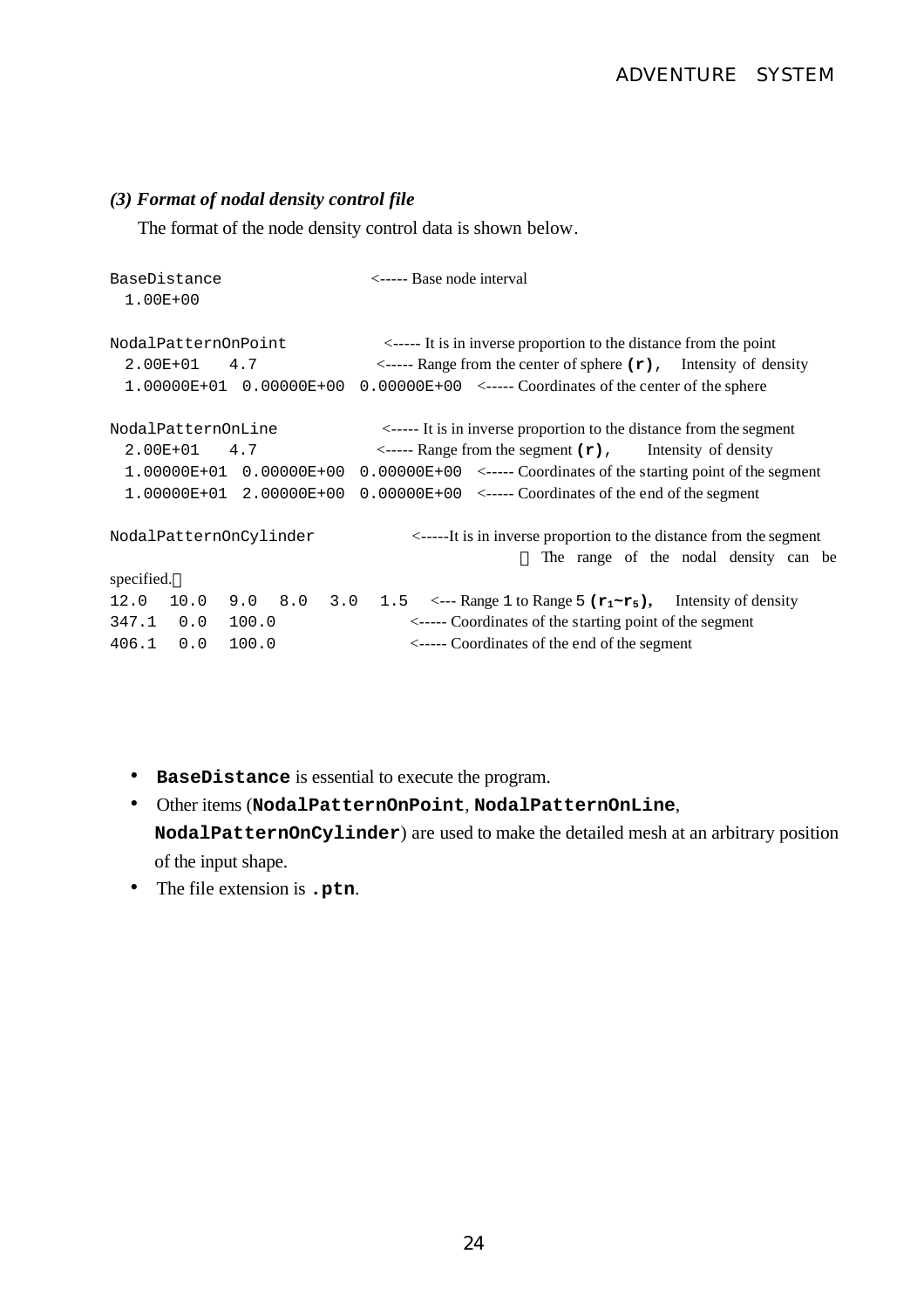### *(3) Format of nodal density control file*

The format of the node density control data is shown below.

```
BaseDistance                  <----- Base node interval
  1.00E+00

NodalPatternOnPoint           <----- It is in inverse proportion to the distance from the point
  2.00E+01   4.7              <----- Range from the center of sphere (r),   Intensity of density
  1.00000E+01  0.00000E+00  0.00000E+00   <----- Coordinates of the center of the sphere

NodalPatternOnLine            <----- It is in inverse proportion to the distance from the segment
  2.00E+01   4.7              <----- Range from the segment (r),   Intensity of density
  1.00000E+01  0.00000E+00  0.00000E+00   <----- Coordinates of the starting point of the segment
  1.00000E+01  2.00000E+00  0.00000E+00   <----- Coordinates of the end of the segment

NodalPatternOnCylinder        <-----It is in inverse proportion to the distance from the segment
                                        （The range of the nodal density can be specified.）
12.0   10.0   9.0   8.0   3.0   1.5    <--- Range 1 to Range 5 (r1~r5),   Intensity of density
347.1   0.0   100.0           <----- Coordinates of the starting point of the segment
406.1   0.0   100.0           <----- Coordinates of the end of the segment
```

- **`BaseDistance`** is essential to execute the program.
- Other items (**`NodalPatternOnPoint`**, **`NodalPatternOnLine`**, **`NodalPatternOnCylinder`**) are used to make the detailed mesh at an arbitrary position of the input shape.
- The file extension is **`.ptn`**.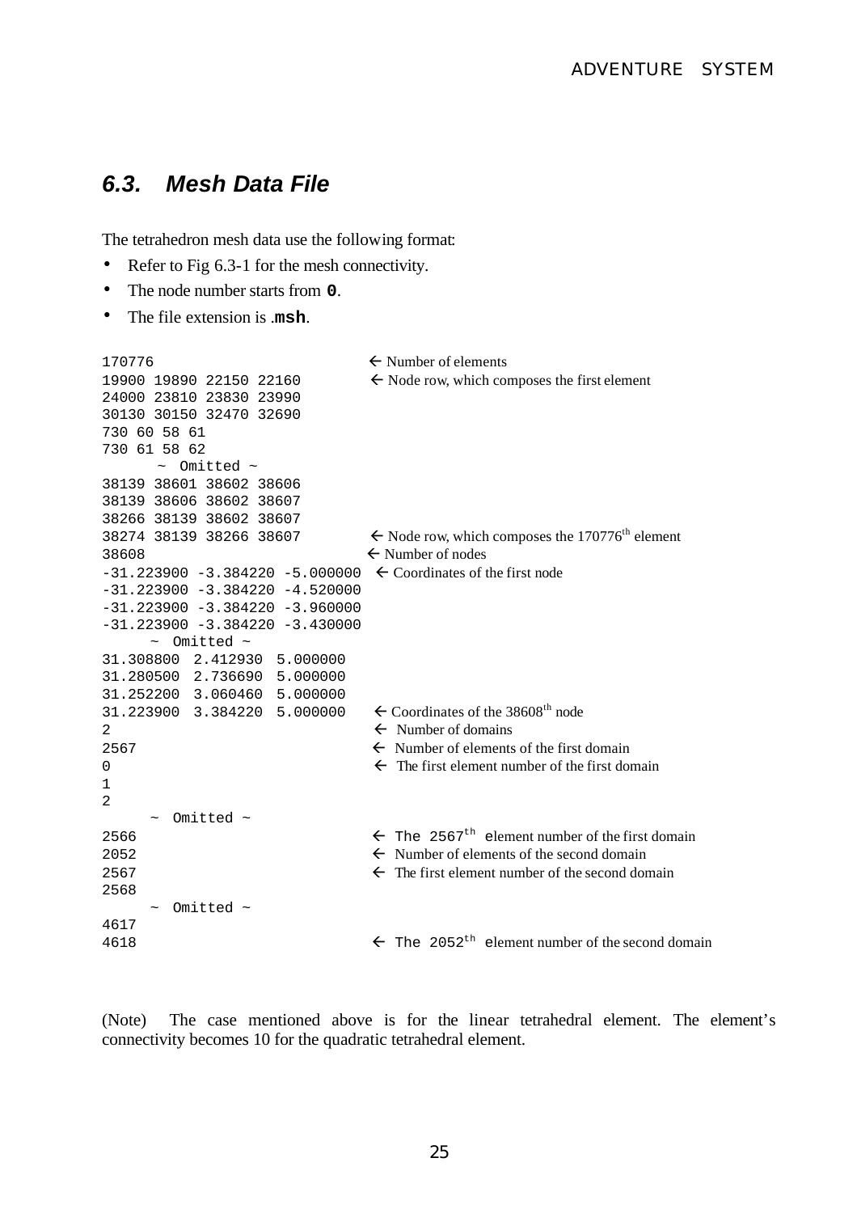## 6.3. Mesh Data File

The tetrahedron mesh data use the following format:

- Refer to Fig 6.3-1 for the mesh connectivity.
- The node number starts from **0**.
- The file extension is .**msh**.

```
170776                          ← Number of elements
19900 19890 22150 22160         ← Node row, which composes the first element
24000 23810 23830 23990
30130 30150 32470 32690
730 60 58 61
730 61 58 62
      ~ Omitted ~
38139 38601 38602 38606
38139 38606 38602 38607
38266 38139 38602 38607
38274 38139 38266 38607         ← Node row, which composes the 170776th element
38608                           ← Number of nodes
-31.223900 -3.384220 -5.000000  ← Coordinates of the first node
-31.223900 -3.384220 -4.520000
-31.223900 -3.384220 -3.960000
-31.223900 -3.384220 -3.430000
      ~ Omitted ~
31.308800  2.412930  5.000000
31.280500  2.736690  5.000000
31.252200  3.060460  5.000000
31.223900  3.384220  5.000000    ← Coordinates of the 38608th node
2                                ← Number of domains
2567                             ← Number of elements of the first domain
0                                ← The first element number of the first domain
1
2
      ~ Omitted ~
2566                             ← The 2567th element number of the first domain
2052                             ← Number of elements of the second domain
2567                             ← The first element number of the second domain
2568
      ~ Omitted ~
4617
4618                             ← The 2052th element number of the second domain
```

(Note) The case mentioned above is for the linear tetrahedral element. The element's connectivity becomes 10 for the quadratic tetrahedral element.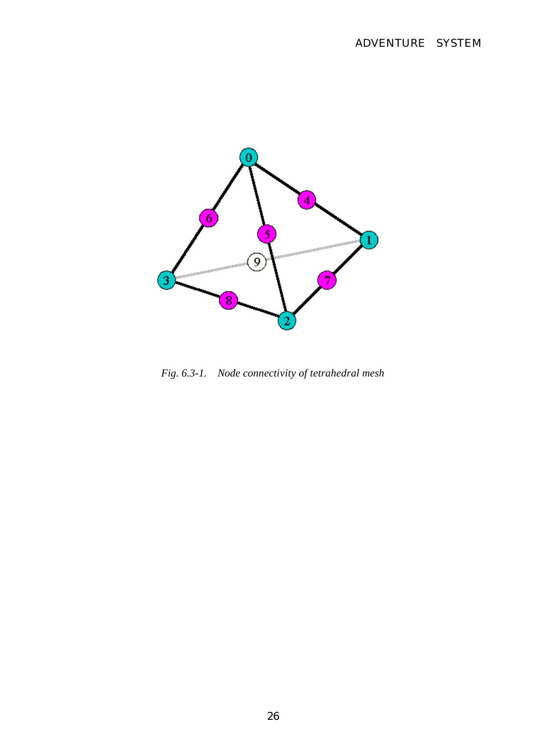*Fig. 6.3-1.    Node connectivity of tetrahedral mesh*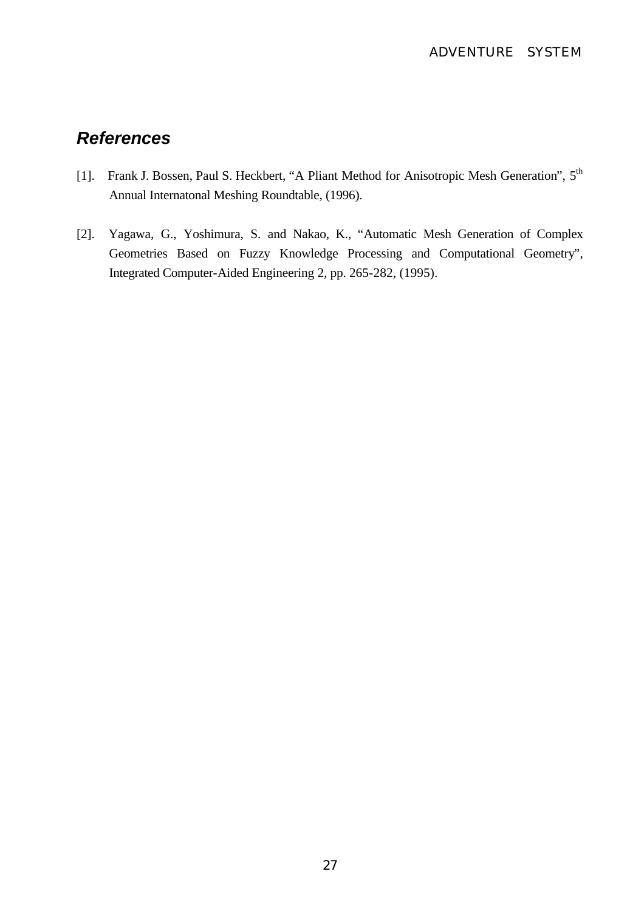## *References*

[1]. Frank J. Bossen, Paul S. Heckbert, "A Pliant Method for Anisotropic Mesh Generation", 5th Annual Internatonal Meshing Roundtable, (1996).

[2]. Yagawa, G., Yoshimura, S. and Nakao, K., "Automatic Mesh Generation of Complex Geometries Based on Fuzzy Knowledge Processing and Computational Geometry", Integrated Computer-Aided Engineering 2, pp. 265-282, (1995).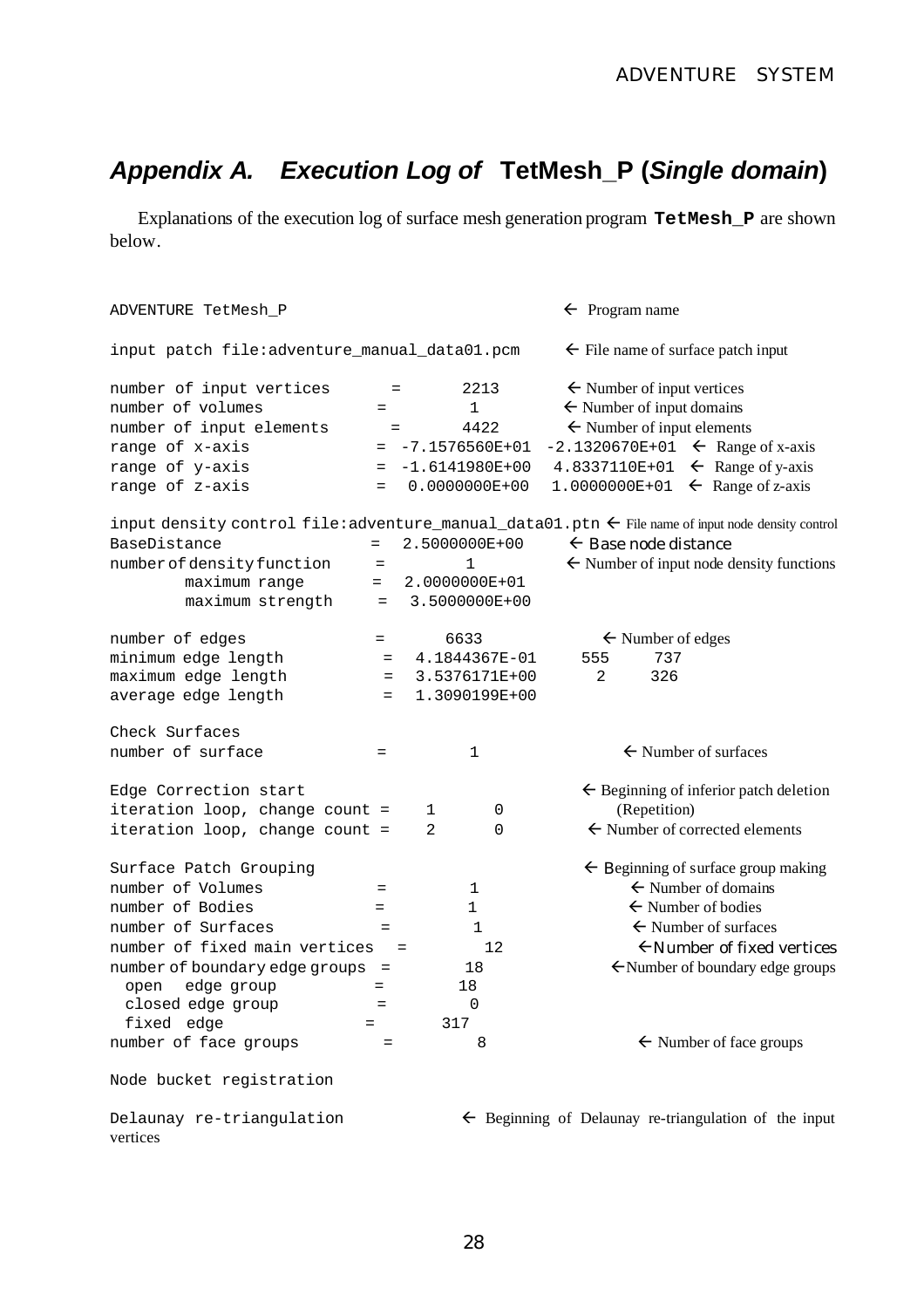## *Appendix A. Execution Log of* **TetMesh_P (*Single domain*)**

Explanations of the execution log of surface mesh generation program **`TetMesh_P`** are shown below.

```
ADVENTURE TetMesh_P                                   ← Program name

input patch file:adventure_manual_data01.pcm          ← File name of surface patch input

number of input vertices      =       2213            ← Number of input vertices
number of volumes            =        1               ← Number of input domains
number of input elements      =       4422            ← Number of input elements
range of x-axis              = -7.1576560E+01  -2.1320670E+01  ← Range of x-axis
range of y-axis              = -1.6141980E+00   4.8337110E+01  ← Range of y-axis
range of z-axis              =  0.0000000E+00   1.0000000E+01  ← Range of z-axis

input density control file:adventure_manual_data01.ptn ← File name of input node density control
BaseDistance                 =  2.5000000E+00     ← Base node distance
number of density function    =        1          ← Number of input node density functions
       maximum range         =  2.0000000E+01
       maximum strength      =  3.5000000E+00

number of edges              =      6633           ← Number of edges
minimum edge length          =  4.1844367E-01     555     737
maximum edge length          =  3.5376171E+00       2     326
average edge length          =  1.3090199E+00

Check Surfaces
number of surface            =        1                ← Number of surfaces

Edge Correction start                                  ← Beginning of inferior patch deletion
iteration loop, change count =    1      0               (Repetition)
iteration loop, change count =    2      0             ← Number of corrected elements

Surface Patch Grouping                                 ← Beginning of surface group making
number of Volumes            =        1                ← Number of domains
number of Bodies             =        1                ← Number of bodies
number of Surfaces           =        1                ← Number of surfaces
number of fixed main vertices  =        12             ← Number of fixed vertices
number of boundary edge groups  =       18             ← Number of boundary edge groups
  open   edge group          =       18
  closed edge group          =        0
  fixed  edge              =      317
number of face groups        =        8                ← Number of face groups

Node bucket registration

Delaunay re-triangulation                ← Beginning of Delaunay re-triangulation of the input vertices
```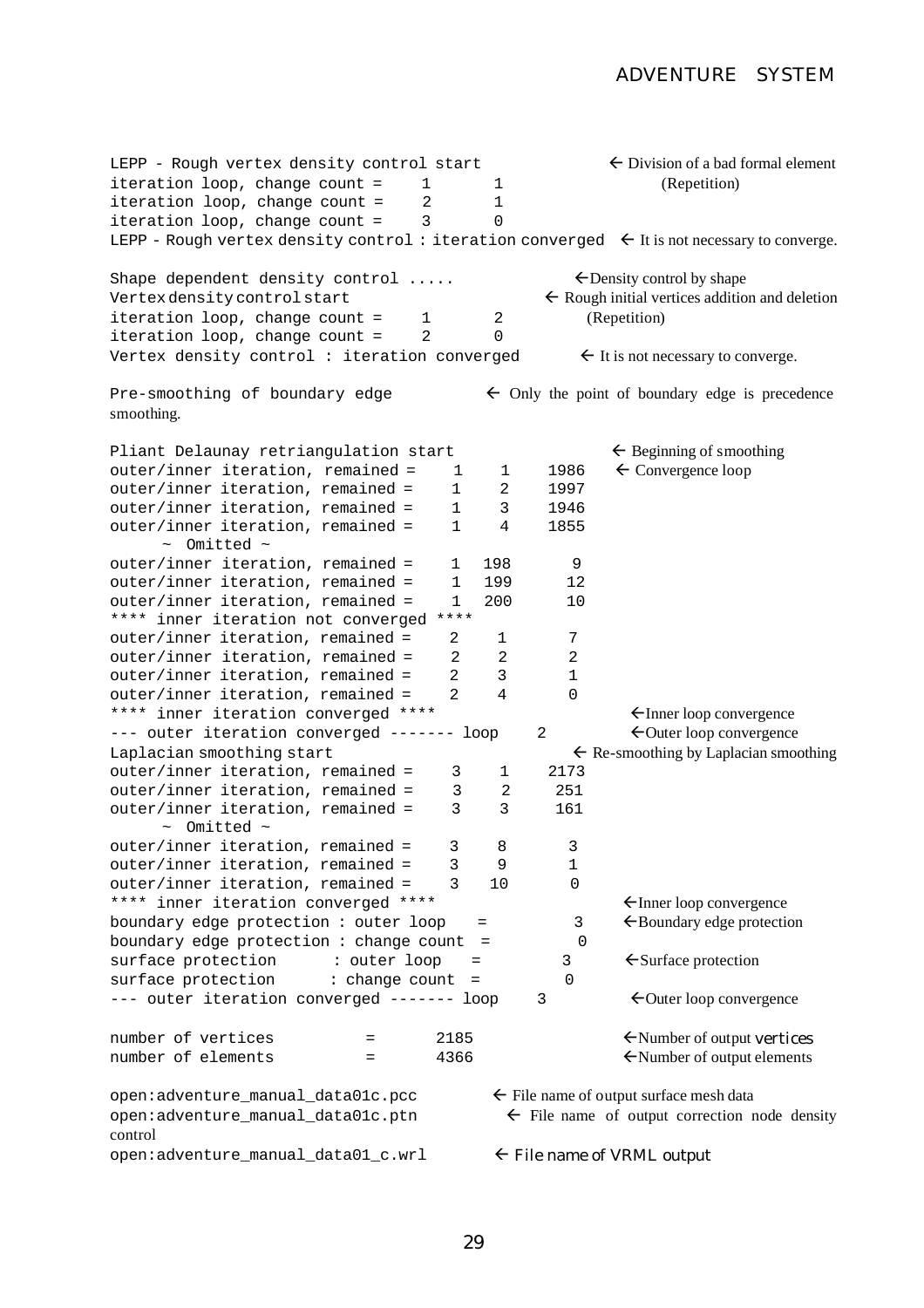```
LEPP - Rough vertex density control start              ← Division of a bad formal element
iteration loop, change count =    1      1                   (Repetition)
iteration loop, change count =    2      1
iteration loop, change count =    3      0
LEPP - Rough vertex density control : iteration converged  ← It is not necessary to converge.

Shape dependent density control .....              ←Density control by shape
Vertex density control start                       ← Rough initial vertices addition and deletion
iteration loop, change count =    1      2           (Repetition)
iteration loop, change count =    2      0
Vertex density control : iteration converged       ← It is not necessary to converge.

Pre-smoothing of boundary edge         ← Only the point of boundary edge is precedence
smoothing.

Pliant Delaunay retriangulation start                      ← Beginning of smoothing
outer/inner iteration, remained =    1    1    1986    ← Convergence loop
outer/inner iteration, remained =    1    2    1997
outer/inner iteration, remained =    1    3    1946
outer/inner iteration, remained =    1    4    1855
      ~ Omitted ~
outer/inner iteration, remained =    1  198       9
outer/inner iteration, remained =    1  199      12
outer/inner iteration, remained =    1  200      10
**** inner iteration not converged ****
outer/inner iteration, remained =    2    1       7
outer/inner iteration, remained =    2    2       2
outer/inner iteration, remained =    2    3       1
outer/inner iteration, remained =    2    4       0
**** inner iteration converged ****                     ←Inner loop convergence
--- outer iteration converged ------- loop    2         ←Outer loop convergence
Laplacian smoothing start                             ← Re-smoothing by Laplacian smoothing
outer/inner iteration, remained =    3    1    2173
outer/inner iteration, remained =    3    2     251
outer/inner iteration, remained =    3    3     161
      ~ Omitted ~
outer/inner iteration, remained =    3    8       3
outer/inner iteration, remained =    3    9       1
outer/inner iteration, remained =    3   10       0
**** inner iteration converged ****                     ←Inner loop convergence
boundary edge protection : outer loop   =         3     ←Boundary edge protection
boundary edge protection : change count  =         0
surface protection      : outer loop   =        3      ←Surface protection
surface protection      : change count  =        0
--- outer iteration converged ------- loop    3         ←Outer loop convergence

number of vertices          =       2185                ←Number of output vertices
number of elements          =       4366                ←Number of output elements

open:adventure_manual_data01c.pcc        ← File name of output surface mesh data
open:adventure_manual_data01c.ptn          ← File name of output correction node density
control
open:adventure_manual_data01_c.wrl       ← File name of VRML output
```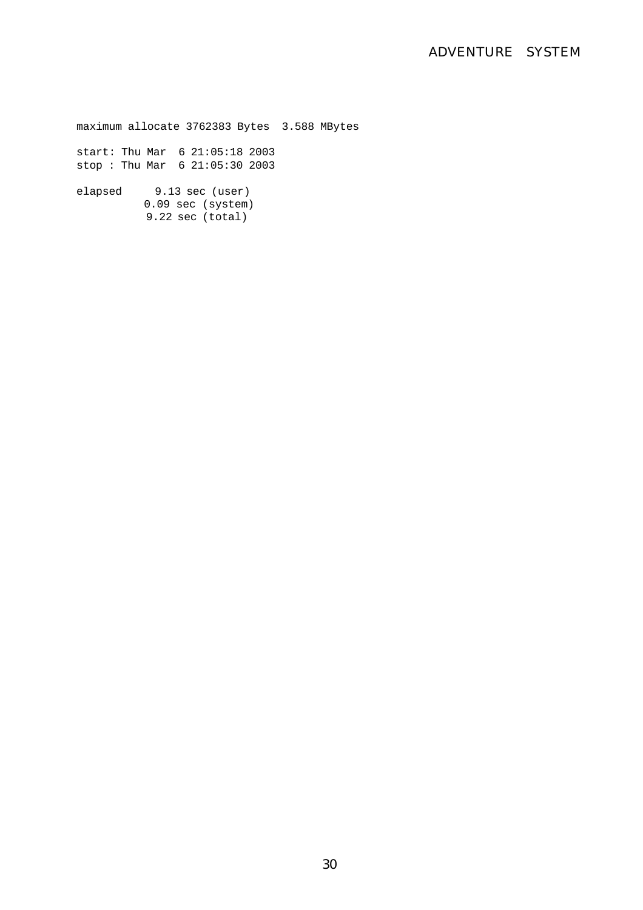```
maximum allocate 3762383 Bytes  3.588 MBytes

start: Thu Mar  6 21:05:18 2003
stop : Thu Mar  6 21:05:30 2003

elapsed      9.13 sec (user)
           0.09 sec (system)
            9.22 sec (total)
```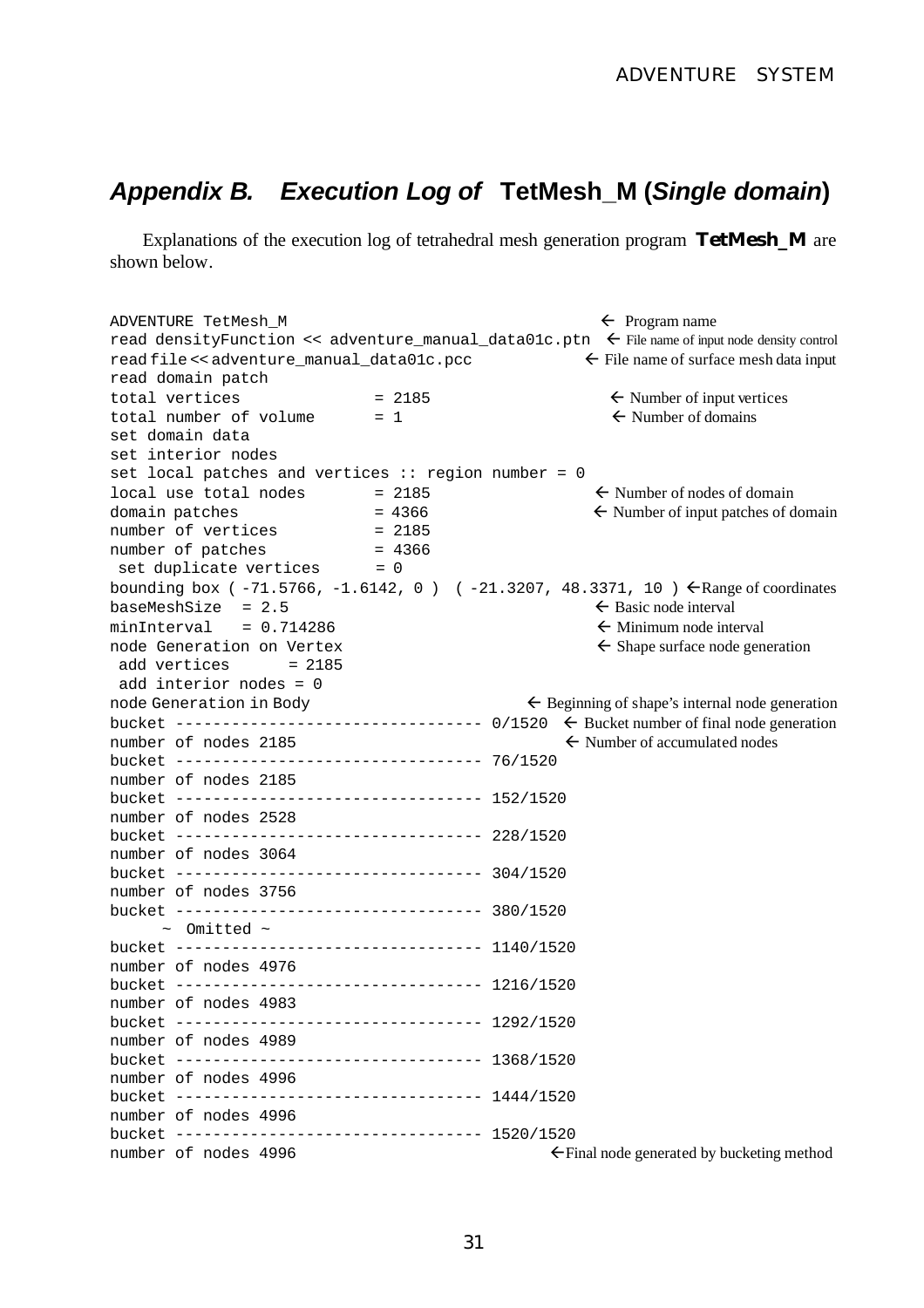## *Appendix B. Execution Log of* **TetMesh_M (*Single domain*)**

Explanations of the execution log of tetrahedral mesh generation program **TetMesh_M** are shown below.

```
ADVENTURE TetMesh_M                                          ← Program name
read densityFunction << adventure_manual_data01c.ptn  ← File name of input node density control
read file << adventure_manual_data01c.pcc            ← File name of surface mesh data input
read domain patch
total vertices              = 2185                   ← Number of input vertices
total number of volume      = 1                      ← Number of domains
set domain data
set interior nodes
set local patches and vertices :: region number = 0
local use total nodes       = 2185                   ← Number of nodes of domain
domain patches              = 4366                   ← Number of input patches of domain
number of vertices          = 2185
number of patches           = 4366
 set duplicate vertices     = 0
bounding box ( -71.5766, -1.6142, 0 )  ( -21.3207, 48.3371, 10 ) ←Range of coordinates
baseMeshSize  = 2.5                                  ← Basic node interval
minInterval   = 0.714286                             ← Minimum node interval
node Generation on Vertex                            ← Shape surface node generation
 add vertices      = 2185
 add interior nodes = 0
node Generation in Body                       ← Beginning of shape's internal node generation
bucket -------------------------------- 0/1520  ← Bucket number of final node generation
number of nodes 2185                          ← Number of accumulated nodes
bucket -------------------------------- 76/1520
number of nodes 2185
bucket -------------------------------- 152/1520
number of nodes 2528
bucket -------------------------------- 228/1520
number of nodes 3064
bucket -------------------------------- 304/1520
number of nodes 3756
bucket -------------------------------- 380/1520
     ~  Omitted ~
bucket -------------------------------- 1140/1520
number of nodes 4976
bucket -------------------------------- 1216/1520
number of nodes 4983
bucket -------------------------------- 1292/1520
number of nodes 4989
bucket -------------------------------- 1368/1520
number of nodes 4996
bucket -------------------------------- 1444/1520
number of nodes 4996
bucket -------------------------------- 1520/1520
number of nodes 4996                          ←Final node generated by bucketing method
```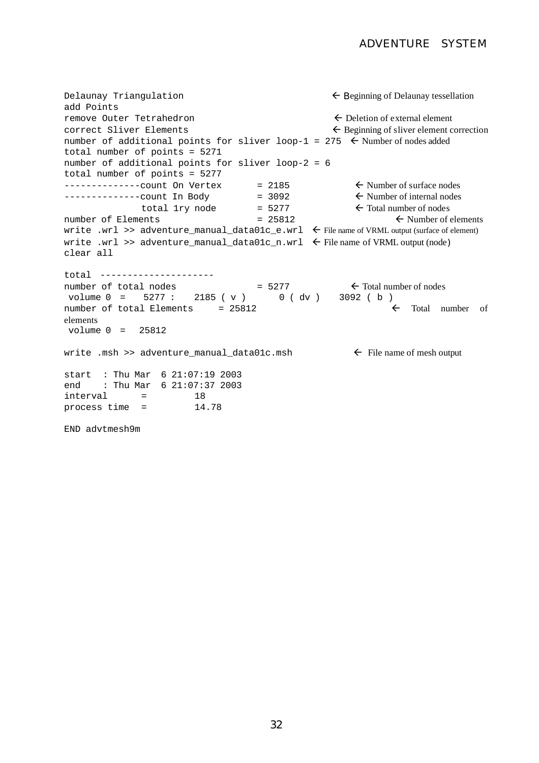```
Delaunay Triangulation                                    ← Beginning of Delaunay tessellation
add Points
remove Outer Tetrahedron                                  ← Deletion of external element
correct Sliver Elements                                   ← Beginning of sliver element correction
number of additional points for sliver loop-1 = 275  ← Number of nodes added
total number of points = 5271
number of additional points for sliver loop-2 = 6
total number of points = 5277
--------------count On Vertex       = 2185              ← Number of surface nodes
--------------count In Body         = 3092              ← Number of internal nodes
              total 1ry node        = 5277              ← Total number of nodes
number of Elements                  = 25812             ← Number of elements
write .wrl >> adventure_manual_data01c_e.wrl  ← File name of VRML output (surface of element)
write .wrl >> adventure_manual_data01c_n.wrl  ← File name of VRML output (node)
clear all

total ---------------------
number of total nodes               = 5277             ← Total number of nodes
 volume 0  =    5277 :    2185 ( v )      0 ( dv )    3092 ( b )
number of total Elements     = 25812                   ← Total number of elements
 volume 0  =   25812

write .msh >> adventure_manual_data01c.msh          ← File name of mesh output

start  : Thu Mar  6 21:07:19 2003
end    : Thu Mar  6 21:07:37 2003
interval      =        18
process time  =        14.78

END advtmesh9m
```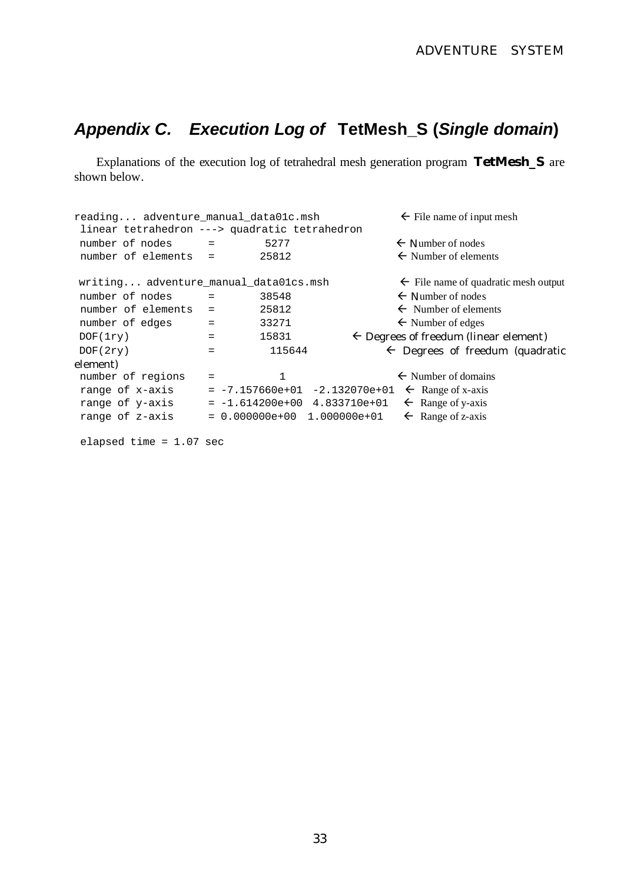## *Appendix C. Execution Log of* **TetMesh_S** *(Single domain)*

Explanations of the execution log of tetrahedral mesh generation program **TetMesh_S** are shown below.

```
reading... adventure_manual_data01c.msh              ← File name of input mesh
 linear tetrahedron ---> quadratic tetrahedron
 number of nodes      =        5277                 ← Number of nodes
 number of elements   =       25812                 ← Number of elements

 writing... adventure_manual_data01cs.msh           ← File name of quadratic mesh output
 number of nodes      =       38548                 ← Number of nodes
 number of elements   =       25812                 ← Number of elements
 number of edges      =       33271                 ← Number of edges
 DOF(1ry)             =       15831            ← Degrees of freedum (linear element)
 DOF(2ry)             =         115644            ← Degrees of freedum (quadratic element)
 number of regions    =           1                 ← Number of domains
 range of x-axis      = -7.157660e+01  -2.132070e+01  ← Range of x-axis
 range of y-axis      = -1.614200e+00  4.833710e+01   ← Range of y-axis
 range of z-axis      = 0.000000e+00  1.000000e+01    ← Range of z-axis

 elapsed time = 1.07 sec
```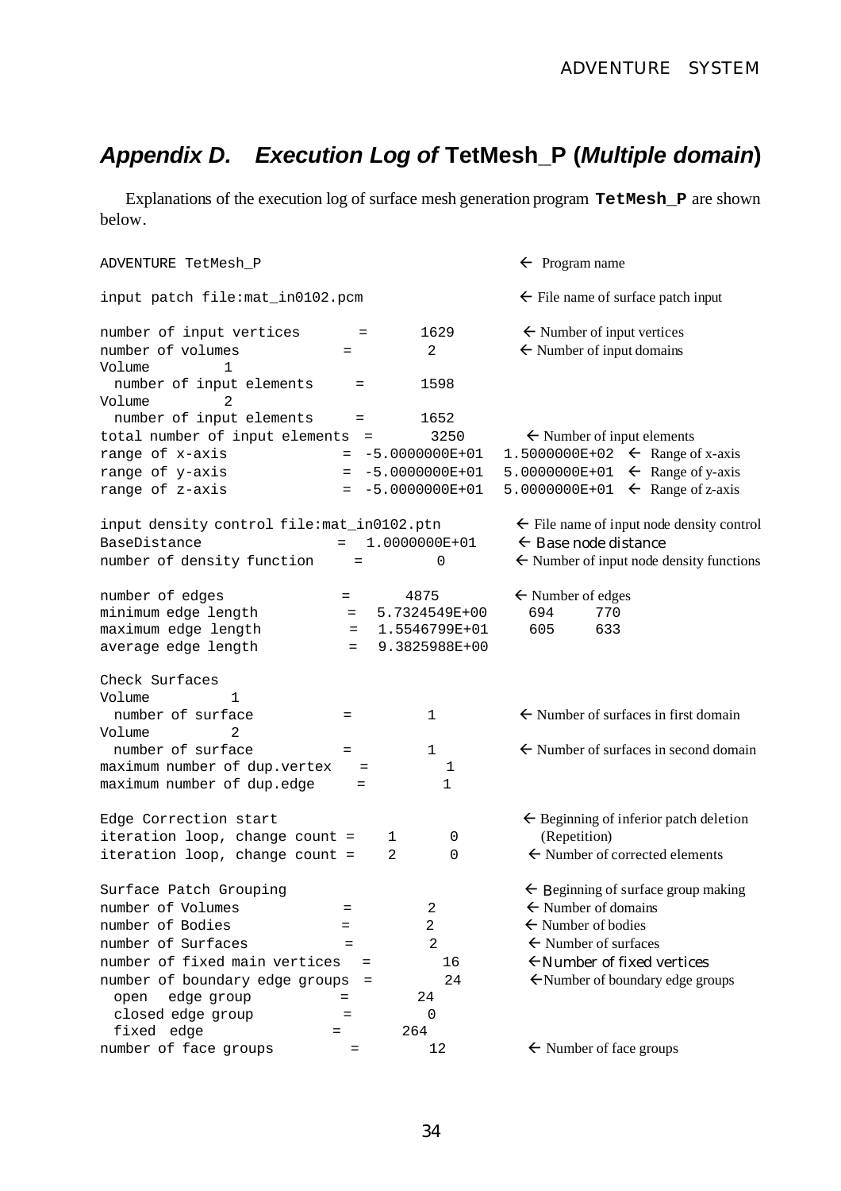## *Appendix D. Execution Log of* TetMesh_P (*Multiple domain*)

Explanations of the execution log of surface mesh generation program **TetMesh_P** are shown below.

```
ADVENTURE TetMesh_P                                          ← Program name

input patch file:mat_in0102.pcm                              ← File name of surface patch input

number of input vertices       =       1629                  ← Number of input vertices
number of volumes            =         2                     ← Number of input domains
Volume         1
  number of input elements     =       1598
Volume         2
  number of input elements     =       1652
total number of input elements  =       3250                 ← Number of input elements
range of x-axis              =  -5.0000000E+01  1.5000000E+02  ← Range of x-axis
range of y-axis              =  -5.0000000E+01  5.0000000E+01  ← Range of y-axis
range of z-axis              =  -5.0000000E+01  5.0000000E+01  ← Range of z-axis

input density control file:mat_in0102.ptn                    ← File name of input node density control
BaseDistance                 =  1.0000000E+01                ← Base node distance
number of density function     =         0                   ← Number of input node density functions

number of edges              =       4875                    ← Number of edges
minimum edge length           =  5.7324549E+00     694     770
maximum edge length           =  1.5546799E+01     605     633
average edge length           =  9.3825988E+00

Check Surfaces
Volume         1
  number of surface          =         1                     ← Number of surfaces in first domain
Volume         2
  number of surface          =         1                     ← Number of surfaces in second domain
maximum number of dup.vertex    =         1
maximum number of dup.edge     =         1

Edge Correction start                                        ← Beginning of inferior patch deletion
iteration loop, change count =    1       0                    (Repetition)
iteration loop, change count =    2       0                  ← Number of corrected elements

Surface Patch Grouping                                       ← Beginning of surface group making
number of Volumes            =         2                     ← Number of domains
number of Bodies             =         2                     ← Number of bodies
number of Surfaces            =         2                    ← Number of surfaces
number of fixed main vertices   =         16                 ← Number of fixed vertices
number of boundary edge groups  =         24                 ← Number of boundary edge groups
  open   edge group          =        24
  closed edge group           =         0
  fixed  edge               =       264
number of face groups         =         12                   ← Number of face groups
```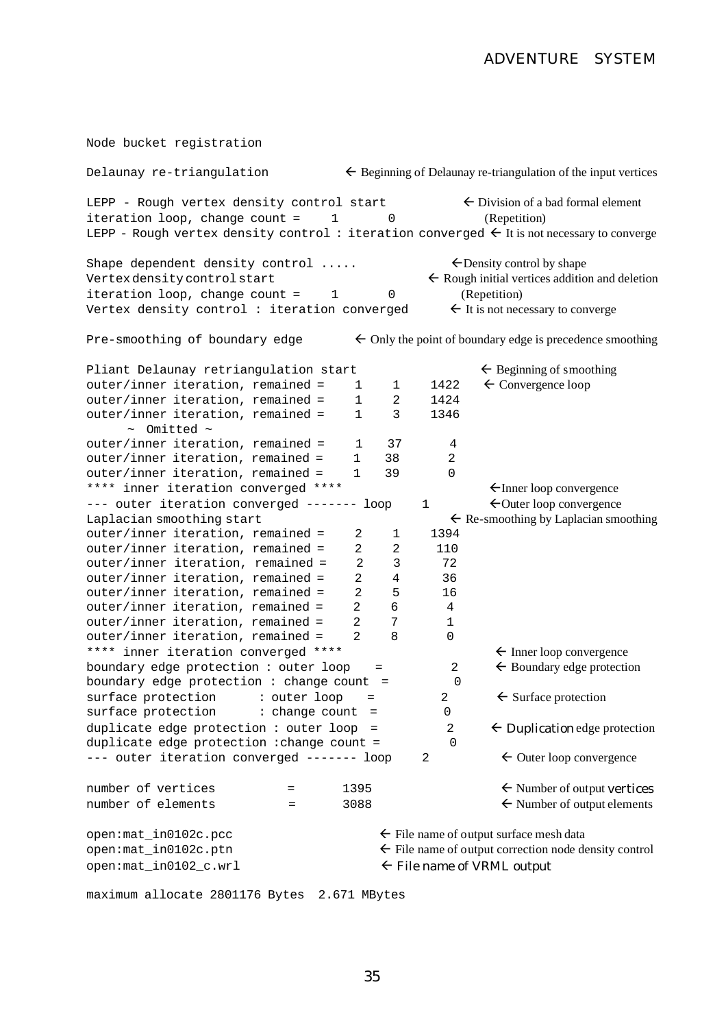```
Node bucket registration

Delaunay re-triangulation                 ← Beginning of Delaunay re-triangulation of the input vertices

LEPP - Rough vertex density control start              ← Division of a bad formal element
iteration loop, change count =    1       0              (Repetition)
LEPP - Rough vertex density control : iteration converged ← It is not necessary to converge

Shape dependent density control .....                ←Density control by shape
Vertex density control start                       ← Rough initial vertices addition and deletion
iteration loop, change count =    1       0              (Repetition)
Vertex density control : iteration converged       ← It is not necessary to converge

Pre-smoothing of boundary edge          ← Only the point of boundary edge is precedence smoothing

Pliant Delaunay retriangulation start                    ← Beginning of smoothing
outer/inner iteration, remained =    1    1    1422    ← Convergence loop
outer/inner iteration, remained =    1    2    1424
outer/inner iteration, remained =    1    3    1346
      ~ Omitted ~
outer/inner iteration, remained =    1   37       4
outer/inner iteration, remained =    1   38       2
outer/inner iteration, remained =    1   39       0
**** inner iteration converged ****                    ←Inner loop convergence
--- outer iteration converged ------- loop    1        ←Outer loop convergence
Laplacian smoothing start                              ← Re-smoothing by Laplacian smoothing
outer/inner iteration, remained =    2    1    1394
outer/inner iteration, remained =    2    2     110
outer/inner iteration, remained =    2    3      72
outer/inner iteration, remained =    2    4      36
outer/inner iteration, remained =    2    5      16
outer/inner iteration, remained =    2    6       4
outer/inner iteration, remained =    2    7       1
outer/inner iteration, remained =    2    8       0
**** inner iteration converged ****                     ← Inner loop convergence
boundary edge protection : outer loop   =         2     ← Boundary edge protection
boundary edge protection : change count  =         0
surface protection      : outer loop    =        2      ← Surface protection
surface protection      : change count  =        0
duplicate edge protection : outer loop  =         2     ← Duplication edge protection
duplicate edge protection :change count =         0
--- outer iteration converged ------- loop    2         ← Outer loop convergence

number of vertices          =      1395                 ← Number of output vertices
number of elements          =      3088                 ← Number of output elements

open:mat_in0102c.pcc                  ← File name of output surface mesh data
open:mat_in0102c.ptn                  ← File name of output correction node density control
open:mat_in0102_c.wrl                 ← File name of VRML output

maximum allocate 2801176 Bytes  2.671 MBytes
```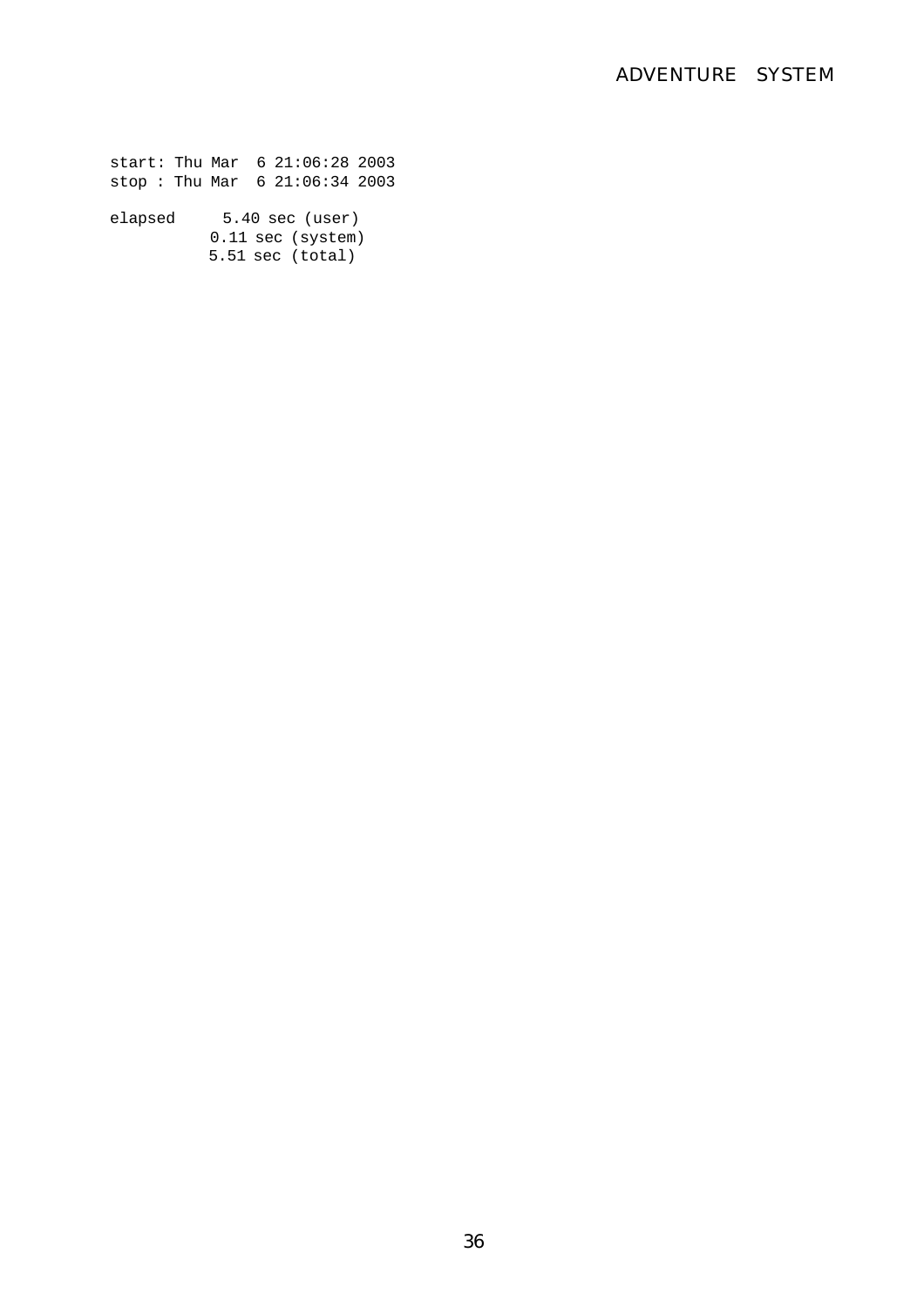```
start: Thu Mar  6 21:06:28 2003
stop : Thu Mar  6 21:06:34 2003

elapsed      5.40 sec (user)
            0.11 sec (system)
            5.51 sec (total)
```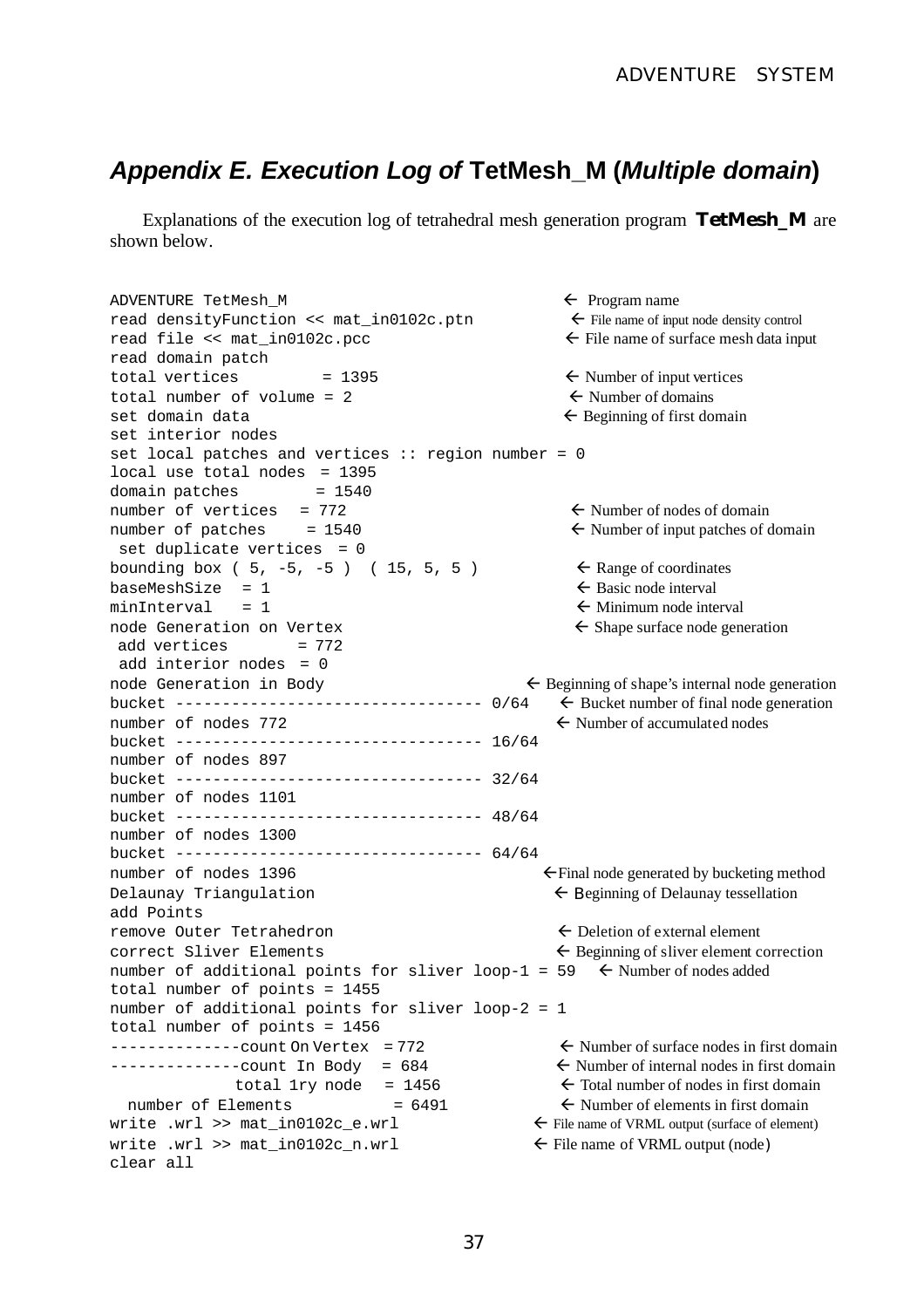## *Appendix E. Execution Log of* **TetMesh_M (*Multiple domain*)**

Explanations of the execution log of tetrahedral mesh generation program **TetMesh_M** are shown below.

```
ADVENTURE TetMesh_M                                    ← Program name
read densityFunction << mat_in0102c.ptn                ← File name of input node density control
read file << mat_in0102c.pcc                           ← File name of surface mesh data input
read domain patch
total vertices        = 1395                           ← Number of input vertices
total number of volume = 2                             ← Number of domains
set domain data                                        ← Beginning of first domain
set interior nodes
set local patches and vertices :: region number = 0
local use total nodes  = 1395
domain patches        = 1540
number of vertices  = 772                              ← Number of nodes of domain
number of patches    = 1540                            ← Number of input patches of domain
 set duplicate vertices  = 0
bounding box ( 5, -5, -5 )  ( 15, 5, 5 )               ← Range of coordinates
baseMeshSize  = 1                                      ← Basic node interval
minInterval   = 1                                      ← Minimum node interval
node Generation on Vertex                              ← Shape surface node generation
 add vertices       = 772
 add interior nodes  = 0
node Generation in Body                                ← Beginning of shape's internal node generation
bucket -------------------------------- 0/64           ← Bucket number of final node generation
number of nodes 772                                    ← Number of accumulated nodes
bucket -------------------------------- 16/64
number of nodes 897
bucket -------------------------------- 32/64
number of nodes 1101
bucket -------------------------------- 48/64
number of nodes 1300
bucket -------------------------------- 64/64
number of nodes 1396                                   ← Final node generated by bucketing method
Delaunay Triangulation                                 ← Beginning of Delaunay tessellation
add Points
remove Outer Tetrahedron                               ← Deletion of external element
correct Sliver Elements                                ← Beginning of sliver element correction
number of additional points for sliver loop-1 = 59     ← Number of nodes added
total number of points = 1455
number of additional points for sliver loop-2 = 1
total number of points = 1456
--------------count On Vertex  = 772                   ← Number of surface nodes in first domain
--------------count In Body  = 684                     ← Number of internal nodes in first domain
              total 1ry node  = 1456                   ← Total number of nodes in first domain
  number of Elements          = 6491                   ← Number of elements in first domain
write .wrl >> mat_in0102c_e.wrl                        ← File name of VRML output (surface of element)
write .wrl >> mat_in0102c_n.wrl                        ← File name of VRML output (node)
clear all
```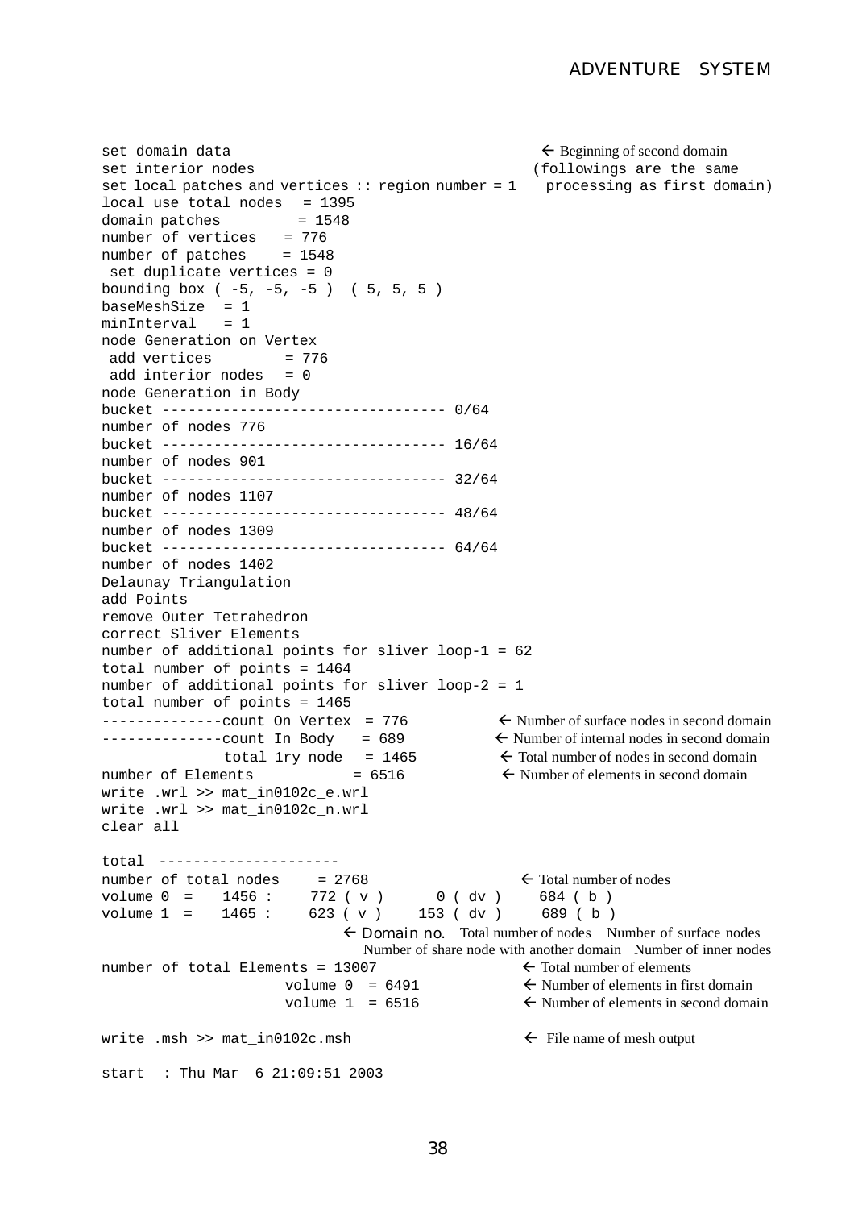```
set domain data                                          ← Beginning of second domain
set interior nodes                                      (followings are the same
set local patches and vertices :: region number = 1      processing as first domain)
local use total nodes  = 1395
domain patches         = 1548
number of vertices   = 776
number of patches    = 1548
 set duplicate vertices = 0
bounding box ( -5, -5, -5 )  ( 5, 5, 5 )
baseMeshSize  = 1
minInterval   = 1
node Generation on Vertex
 add vertices        = 776
 add interior nodes  = 0
node Generation in Body
bucket --------------------------------- 0/64
number of nodes 776
bucket --------------------------------- 16/64
number of nodes 901
bucket --------------------------------- 32/64
number of nodes 1107
bucket --------------------------------- 48/64
number of nodes 1309
bucket --------------------------------- 64/64
number of nodes 1402
Delaunay Triangulation
add Points
remove Outer Tetrahedron
correct Sliver Elements
number of additional points for sliver loop-1 = 62
total number of points = 1464
number of additional points for sliver loop-2 = 1
total number of points = 1465
--------------count On Vertex  = 776          ← Number of surface nodes in second domain
--------------count In Body   = 689           ← Number of internal nodes in second domain
              total 1ry node  = 1465          ← Total number of nodes in second domain
number of Elements           = 6516           ← Number of elements in second domain
write .wrl >> mat_in0102c_e.wrl
write .wrl >> mat_in0102c_n.wrl
clear all

total  ---------------------
number of total nodes     = 2768                  ← Total number of nodes
volume 0  =    1456 :     772 ( v )      0 ( dv )     684 ( b )
volume 1  =    1465 :     623 ( v )    153 ( dv )     689 ( b )
                         ← Domain no.  Total number of nodes   Number of surface nodes
                           Number of share node with another domain   Number of inner nodes
number of total Elements = 13007                  ← Total number of elements
                     volume 0  = 6491             ← Number of elements in first domain
                     volume 1  = 6516             ← Number of elements in second domain

write .msh >> mat_in0102c.msh                     ← File name of mesh output

start  : Thu Mar  6 21:09:51 2003
```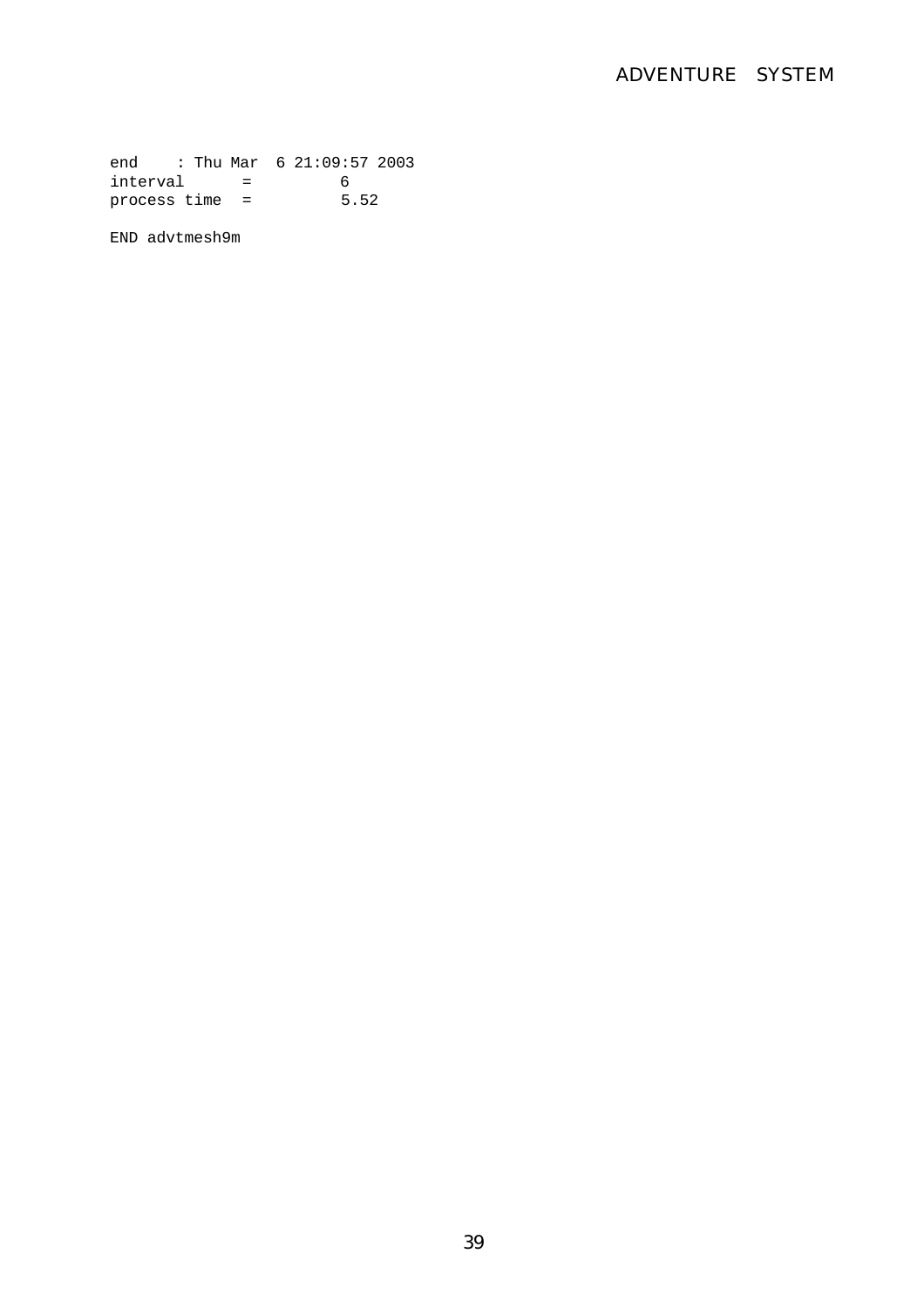```
end    : Thu Mar  6 21:09:57 2003
interval      =         6
process time  =         5.52

END advtmesh9m
```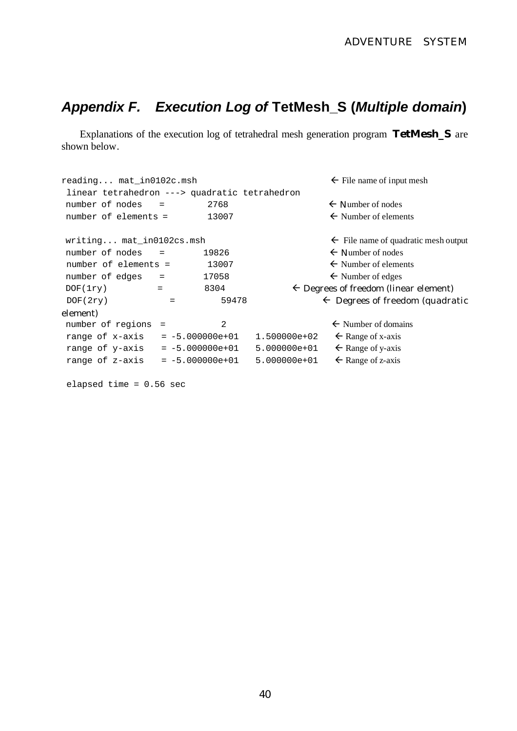# *Appendix F. Execution Log of* TetMesh_S (*Multiple domain*)

Explanations of the execution log of tetrahedral mesh generation program **TetMesh_S** are shown below.

```
reading... mat_in0102c.msh                                  ← File name of input mesh
 linear tetrahedron ---> quadratic tetrahedron
 number of nodes   =        2768                            ← Number of nodes
 number of elements =       13007                           ← Number of elements

 writing... mat_in0102cs.msh                                ← File name of quadratic mesh output
 number of nodes   =       19826                            ← Number of nodes
 number of elements =       13007                           ← Number of elements
 number of edges   =       17058                            ← Number of edges
 DOF(1ry)        =        8304                    ← Degrees of freedom (linear element)
 DOF(2ry)           =        59478                          ← Degrees of freedom (quadratic element)
 number of regions  =          2                            ← Number of domains
 range of x-axis   = -5.000000e+01   1.500000e+02    ← Range of x-axis
 range of y-axis   = -5.000000e+01   5.000000e+01    ← Range of y-axis
 range of z-axis   = -5.000000e+01   5.000000e+01    ← Range of z-axis

 elapsed time = 0.56 sec
```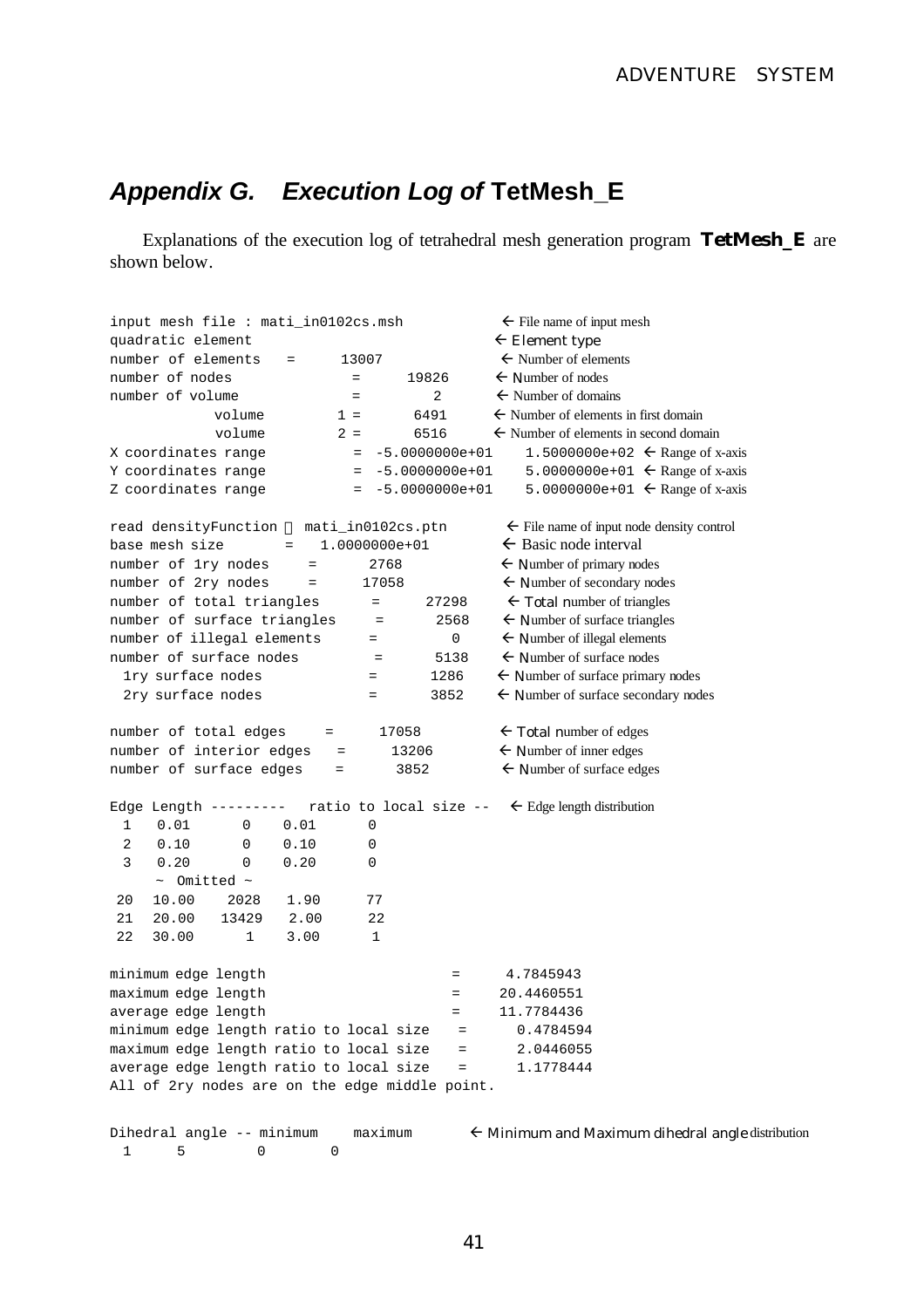# *Appendix G. Execution Log of* **TetMesh_E**

Explanations of the execution log of tetrahedral mesh generation program **TetMesh_E** are shown below.

```
input mesh file : mati_in0102cs.msh          ← File name of input mesh
quadratic element                            ← Element type
number of elements   =      13007            ← Number of elements
number of nodes             =      19826     ← Number of nodes
number of volume            =          2     ← Number of domains
          volume        1 =       6491       ← Number of elements in first domain
          volume        2 =       6516       ← Number of elements in second domain
X coordinates range          =  -5.0000000e+01    1.5000000e+02  ← Range of x-axis
Y coordinates range          =  -5.0000000e+01    5.0000000e+01  ← Range of x-axis
Z coordinates range          =  -5.0000000e+01    5.0000000e+01  ← Range of x-axis

read densityFunction  mati_in0102cs.ptn      ← File name of input node density control
base mesh size       =   1.0000000e+01       ← Basic node interval
number of 1ry nodes     =      2768          ← Number of primary nodes
number of 2ry nodes     =     17058          ← Number of secondary nodes
number of total triangles      =      27298  ← Total number of triangles
number of surface triangles     =      2568  ← Number of surface triangles
number of illegal elements      =         0  ← Number of illegal elements
number of surface nodes         =      5138  ← Number of surface nodes
  1ry surface nodes            =       1286  ← Number of surface primary nodes
  2ry surface nodes            =       3852  ← Number of surface secondary nodes

number of total edges     =      17058       ← Total number of edges
number of interior edges   =      13206      ← Number of inner edges
number of surface edges    =       3852      ← Number of surface edges

Edge Length ---------   ratio to local size --   ← Edge length distribution
  1   0.01      0    0.01      0
  2   0.10      0    0.10      0
  3   0.20      0    0.20      0
     ~  Omitted ~
 20   10.00    2028   1.90      77
 21   20.00   13429   2.00      22
 22   30.00       1   3.00       1

minimum edge length                       =      4.7845943
maximum edge length                       =     20.4460551
average edge length                       =     11.7784436
minimum edge length ratio to local size    =      0.4784594
maximum edge length ratio to local size    =      2.0446055
average edge length ratio to local size    =      1.1778444
All of 2ry nodes are on the edge middle point.

Dihedral angle -- minimum    maximum       ← Minimum and Maximum dihedral angle distribution
  1     5        0       0
```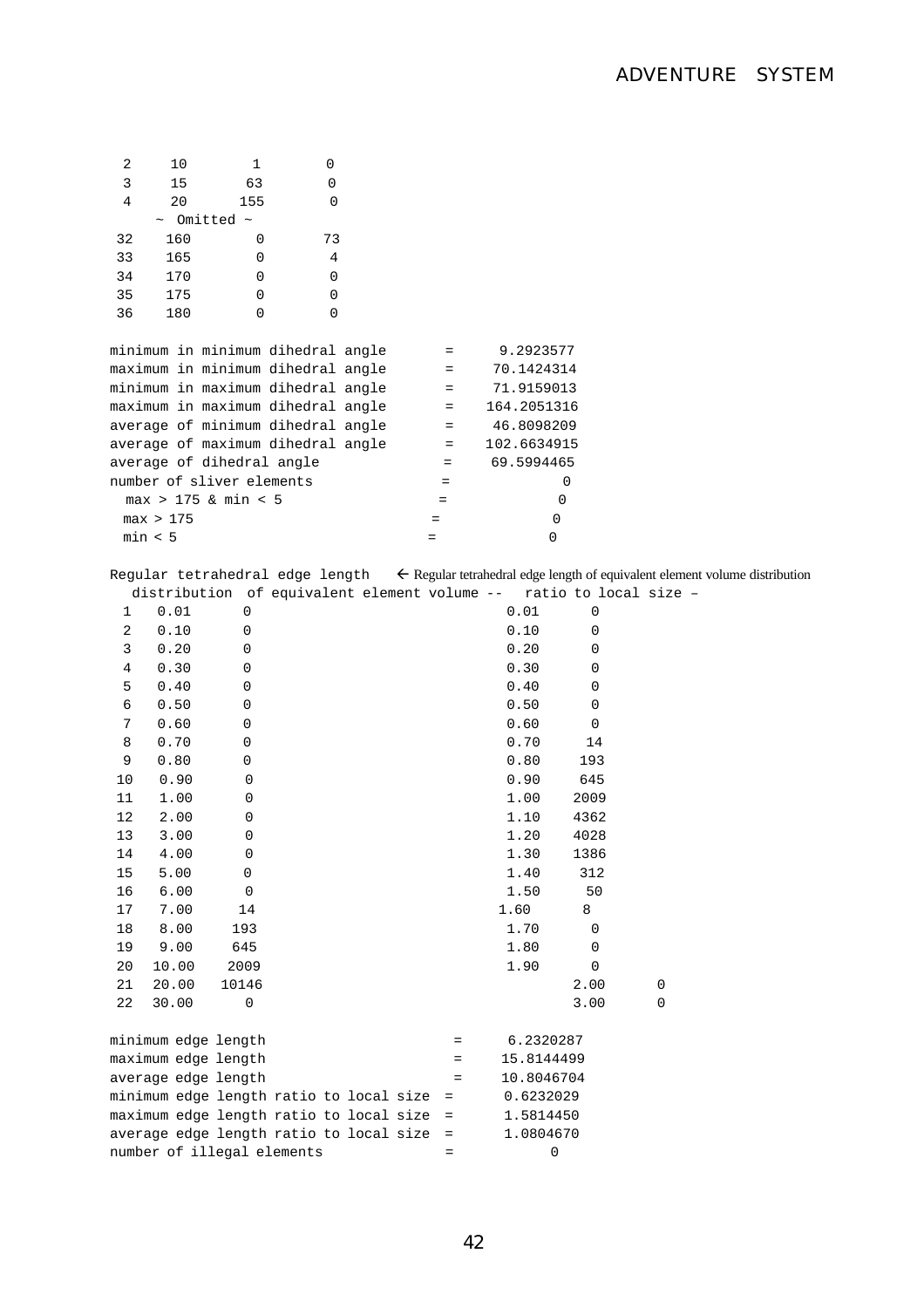```
  2     10        1        0
  3     15       63        0
  4     20      155        0
      ~  Omitted ~
 32    160        0       73
 33    165        0        4
 34    170        0        0
 35    175        0        0
 36    180        0        0

minimum in minimum dihedral angle       =      9.2923577
maximum in minimum dihedral angle       =     70.1424314
minimum in maximum dihedral angle       =     71.9159013
maximum in maximum dihedral angle       =    164.2051316
average of minimum dihedral angle       =     46.8098209
average of maximum dihedral angle       =    102.6634915
average of dihedral angle               =     69.5994465
number of sliver elements               =              0
  max > 175 & min < 5                   =              0
  max > 175                             =              0
  min < 5                               =              0
```

Regular tetrahedral edge length ← Regular tetrahedral edge length of equivalent element volume distribution

```
Regular tetrahedral edge length
   distribution  of equivalent element volume --   ratio to local size –
  1   0.01      0                                     0.01      0
  2   0.10      0                                     0.10      0
  3   0.20      0                                     0.20      0
  4   0.30      0                                     0.30      0
  5   0.40      0                                     0.40      0
  6   0.50      0                                     0.50      0
  7   0.60      0                                     0.60      0
  8   0.70      0                                     0.70     14
  9   0.80      0                                     0.80    193
 10   0.90      0                                     0.90    645
 11   1.00      0                                     1.00   2009
 12   2.00      0                                     1.10   4362
 13   3.00      0                                     1.20   4028
 14   4.00      0                                     1.30   1386
 15   5.00      0                                     1.40    312
 16   6.00      0                                     1.50     50
 17   7.00     14                                     1.60      8
 18   8.00    193                                     1.70      0
 19   9.00    645                                     1.80      0
 20  10.00   2009                                     1.90      0
 21  20.00  10146                                     2.00      0
 22  30.00      0                                     3.00      0

minimum edge length                        =      6.2320287
maximum edge length                        =     15.8144499
average edge length                        =     10.8046704
minimum edge length ratio to local size  =      0.6232029
maximum edge length ratio to local size  =      1.5814450
average edge length ratio to local size  =      1.0804670
number of illegal elements                 =              0
```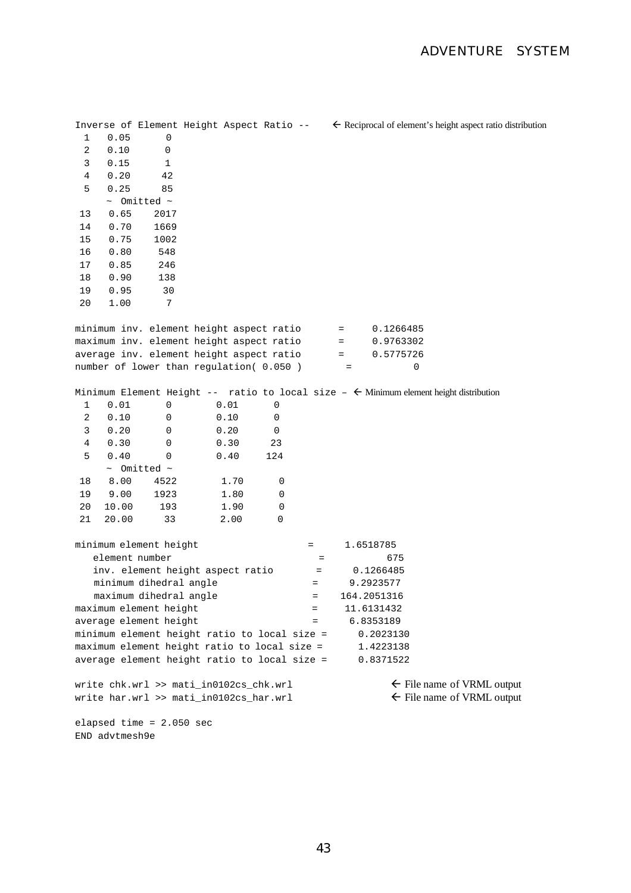```
Inverse of Element Height Aspect Ratio --      ← Reciprocal of element's height aspect ratio distribution
  1   0.05      0
  2   0.10      0
  3   0.15      1
  4   0.20     42
  5   0.25     85
     ~ Omitted ~
 13   0.65   2017
 14   0.70   1669
 15   0.75   1002
 16   0.80    548
 17   0.85    246
 18   0.90    138
 19   0.95     30
 20   1.00      7

minimum inv. element height aspect ratio      =     0.1266485
maximum inv. element height aspect ratio      =     0.9763302
average inv. element height aspect ratio      =     0.5775726
number of lower than regulation( 0.050 )       =          0

Minimum Element Height --  ratio to local size – ← Minimum element height distribution
  1   0.01      0       0.01      0
  2   0.10      0       0.10      0
  3   0.20      0       0.20      0
  4   0.30      0       0.30     23
  5   0.40      0       0.40    124
     ~ Omitted ~
 18   8.00   4522        1.70      0
 19   9.00   1923        1.80      0
 20  10.00    193        1.90      0
 21  20.00     33        2.00      0

minimum element height                   =     1.6518785
   element number                         =           675
   inv. element height aspect ratio       =     0.1266485
   minimum dihedral angle                =     9.2923577
   maximum dihedral angle                =   164.2051316
maximum element height                   =    11.6131432
average element height                   =     6.8353189
minimum element height ratio to local size =     0.2023130
maximum element height ratio to local size =     1.4223138
average element height ratio to local size =     0.8371522

write chk.wrl >> mati_in0102cs_chk.wrl               ← File name of VRML output
write har.wrl >> mati_in0102cs_har.wrl               ← File name of VRML output

elapsed time = 2.050 sec
END advtmesh9e
```